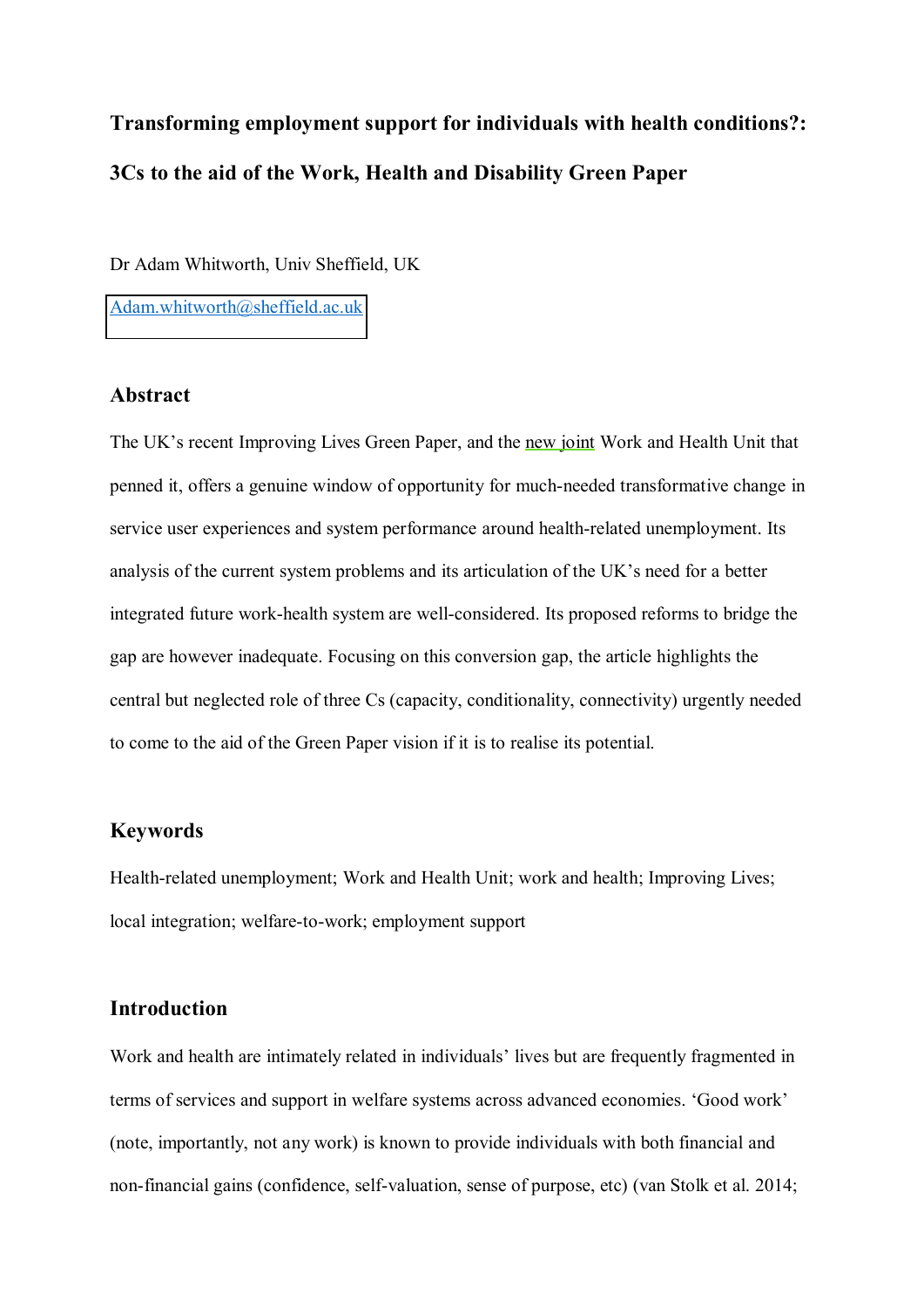# Transforming employment support for individuals with health conditions?: 3Cs to the aid of the Work, Health and Disability Green Paper

Dr Adam Whitworth, Univ Sheffield, UK

Adam.whitworth@sheffield.ac.uk

## Abstract

The UK's recent Improving Lives Green Paper, and the new joint Work and Health Unit that penned it, offers a genuine window of opportunity for much-needed transformative change in service user experiences and system performance around health-related unemployment. Its analysis of the current system problems and its articulation of the UK's need for a better integrated future work-health system are well-considered. Its proposed reforms to bridge the gap are however inadequate. Focusing on this conversion gap, the article highlights the central but neglected role of three Cs (capacity, conditionality, connectivity) urgently needed to come to the aid of the Green Paper vision if it is to realise its potential.

## Keywords

Health-related unemployment; Work and Health Unit; work and health; Improving Lives; local integration; welfare-to-work; employment support

## Introduction

Work and health are intimately related in individuals' lives but are frequently fragmented in terms of services and support in welfare systems across advanced economies. 'Good work' (note, importantly, not any work) is known to provide individuals with both financial and non-financial gains (confidence, self-valuation, sense of purpose, etc) (van Stolk et al. 2014;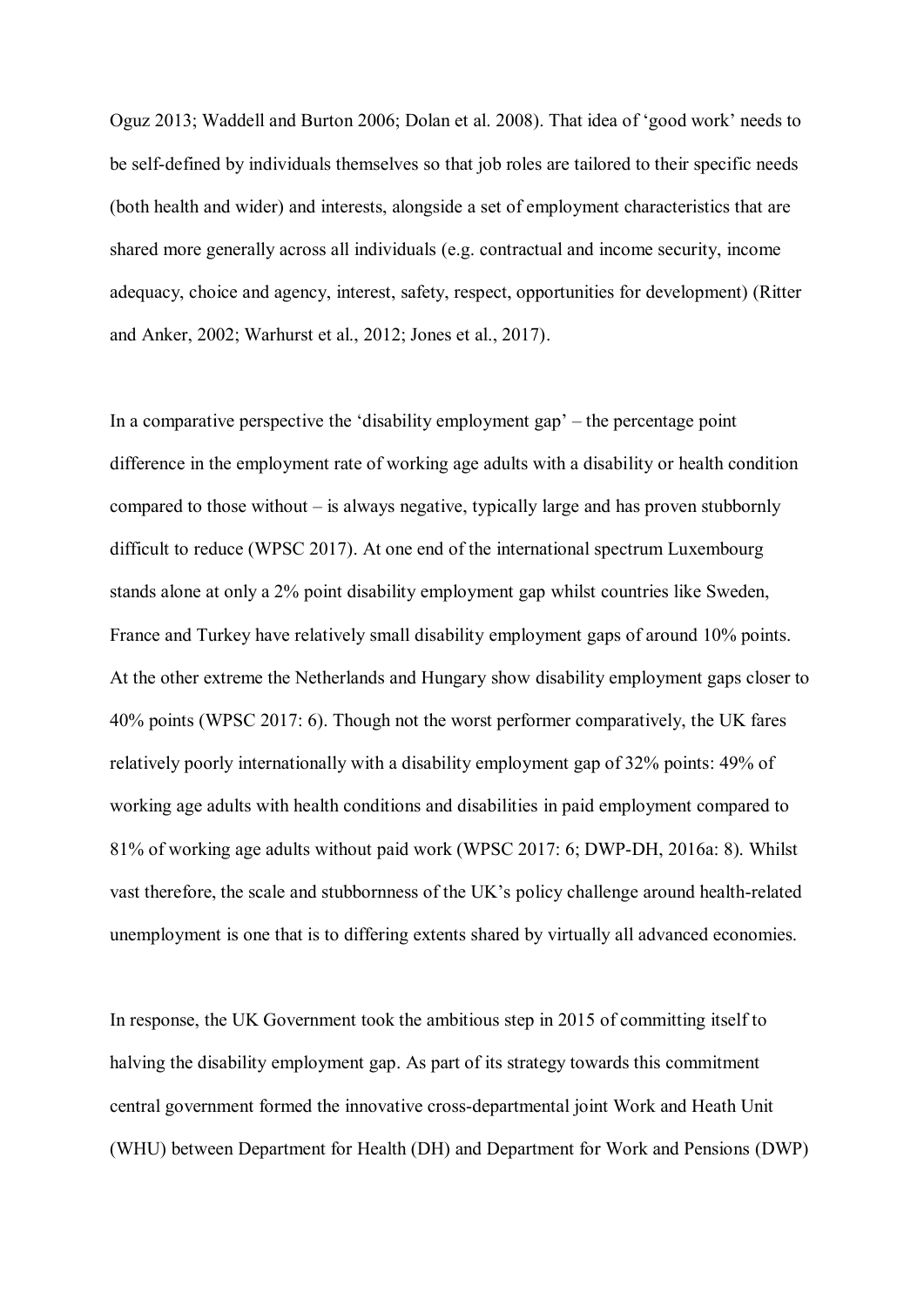Oguz 2013; Waddell and Burton 2006; Dolan et al. 2008). That idea of 'good work' needs to be self-defined by individuals themselves so that job roles are tailored to their specific needs (both health and wider) and interests, alongside a set of employment characteristics that are shared more generally across all individuals (e.g. contractual and income security, income adequacy, choice and agency, interest, safety, respect, opportunities for development) (Ritter and Anker, 2002; Warhurst et al., 2012; Jones et al., 2017).

In a comparative perspective the 'disability employment gap' – the percentage point difference in the employment rate of working age adults with a disability or health condition compared to those without – is always negative, typically large and has proven stubbornly difficult to reduce (WPSC 2017). At one end of the international spectrum Luxembourg stands alone at only a 2% point disability employment gap whilst countries like Sweden, France and Turkey have relatively small disability employment gaps of around 10% points. At the other extreme the Netherlands and Hungary show disability employment gaps closer to 40% points (WPSC 2017: 6). Though not the worst performer comparatively, the UK fares relatively poorly internationally with a disability employment gap of 32% points: 49% of working age adults with health conditions and disabilities in paid employment compared to 81% of working age adults without paid work (WPSC 2017: 6; DWP-DH, 2016a: 8). Whilst vast therefore, the scale and stubbornness of the UK's policy challenge around health-related unemployment is one that is to differing extents shared by virtually all advanced economies.

In response, the UK Government took the ambitious step in 2015 of committing itself to halving the disability employment gap. As part of its strategy towards this commitment central government formed the innovative cross-departmental joint Work and Heath Unit (WHU) between Department for Health (DH) and Department for Work and Pensions (DWP)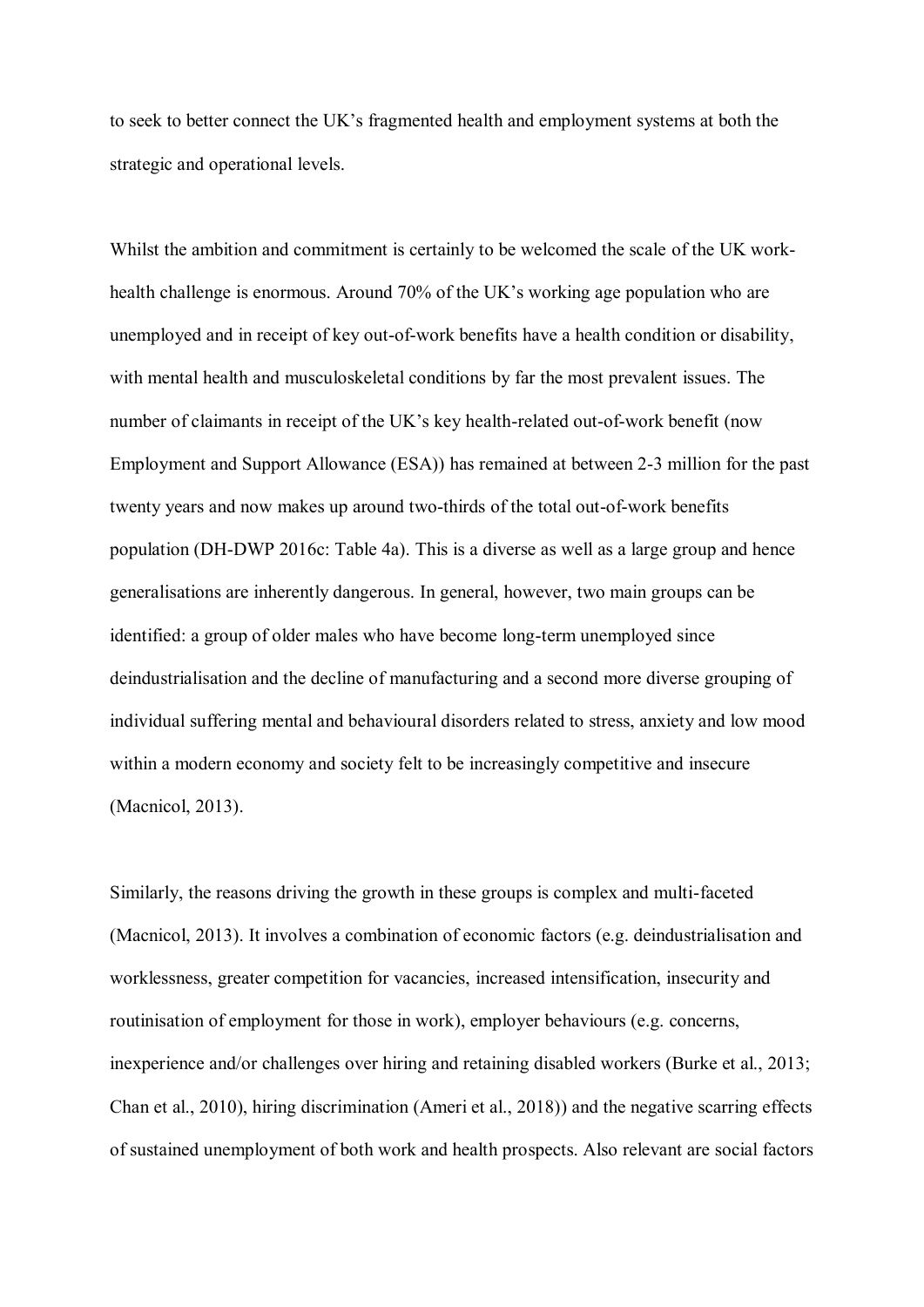to seek to better connect the UK's fragmented health and employment systems at both the strategic and operational levels.

Whilst the ambition and commitment is certainly to be welcomed the scale of the UK work-health challenge is enormous. Around 70% of the UK's working age population who are unemployed and in receipt of key out-of-work benefits have a health condition or disability, with mental health and musculoskeletal conditions by far the most prevalent issues. The number of claimants in receipt of the UK's key health-related out-of-work benefit (now Employment and Support Allowance (ESA)) has remained at between 2-3 million for the past twenty years and now makes up around two-thirds of the total out-of-work benefits population (DH-DWP 2016c: Table 4a). This is a diverse as well as a large group and hence generalisations are inherently dangerous. In general, however, two main groups can be identified: a group of older males who have become long-term unemployed since deindustrialisation and the decline of manufacturing and a second more diverse grouping of individual suffering mental and behavioural disorders related to stress, anxiety and low mood within a modern economy and society felt to be increasingly competitive and insecure (Macnicol, 2013).

Similarly, the reasons driving the growth in these groups is complex and multi-faceted (Macnicol, 2013). It involves a combination of economic factors (e.g. deindustrialisation and worklessness, greater competition for vacancies, increased intensification, insecurity and routinisation of employment for those in work), employer behaviours (e.g. concerns, inexperience and/or challenges over hiring and retaining disabled workers (Burke et al., 2013; Chan et al., 2010), hiring discrimination (Ameri et al., 2018)) and the negative scarring effects of sustained unemployment of both work and health prospects. Also relevant are social factors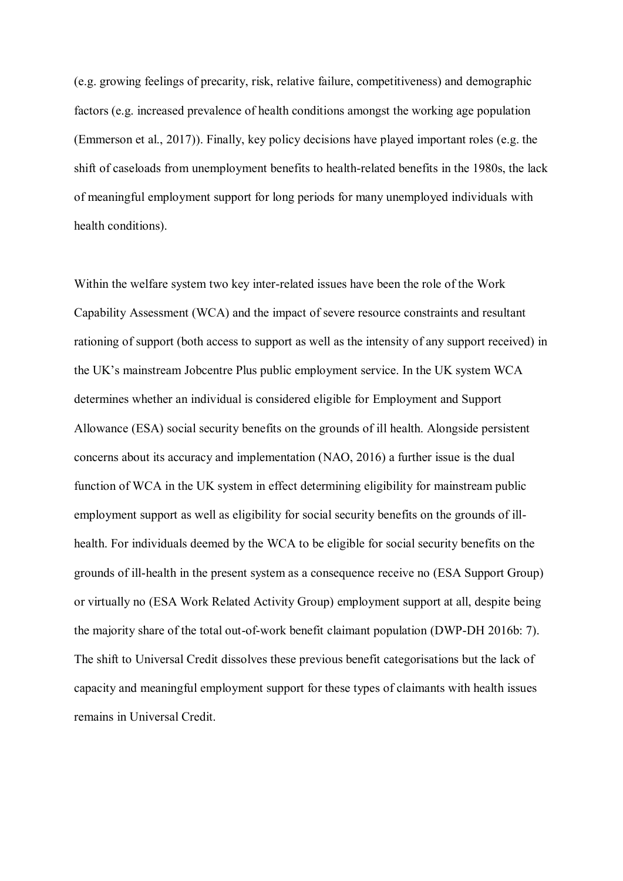(e.g. growing feelings of precarity, risk, relative failure, competitiveness) and demographic factors (e.g. increased prevalence of health conditions amongst the working age population (Emmerson et al., 2017)). Finally, key policy decisions have played important roles (e.g. the shift of caseloads from unemployment benefits to health-related benefits in the 1980s, the lack of meaningful employment support for long periods for many unemployed individuals with health conditions).

Within the welfare system two key inter-related issues have been the role of the Work Capability Assessment (WCA) and the impact of severe resource constraints and resultant rationing of support (both access to support as well as the intensity of any support received) in the UK's mainstream Jobcentre Plus public employment service. In the UK system WCA determines whether an individual is considered eligible for Employment and Support Allowance (ESA) social security benefits on the grounds of ill health. Alongside persistent concerns about its accuracy and implementation (NAO, 2016) a further issue is the dual function of WCA in the UK system in effect determining eligibility for mainstream public employment support as well as eligibility for social security benefits on the grounds of ill-health. For individuals deemed by the WCA to be eligible for social security benefits on the grounds of ill-health in the present system as a consequence receive no (ESA Support Group) or virtually no (ESA Work Related Activity Group) employment support at all, despite being the majority share of the total out-of-work benefit claimant population (DWP-DH 2016b: 7). The shift to Universal Credit dissolves these previous benefit categorisations but the lack of capacity and meaningful employment support for these types of claimants with health issues remains in Universal Credit.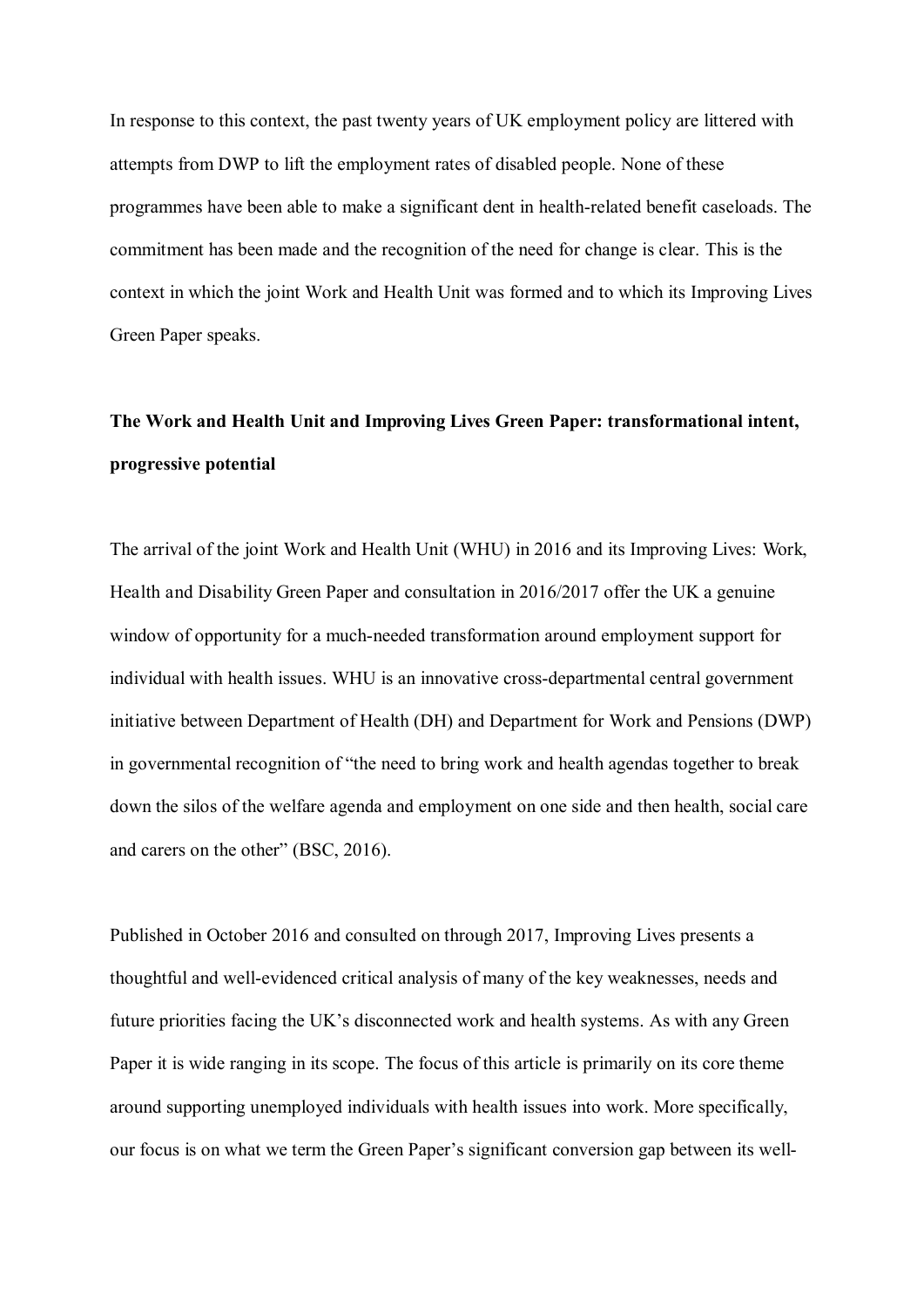In response to this context, the past twenty years of UK employment policy are littered with attempts from DWP to lift the employment rates of disabled people. None of these programmes have been able to make a significant dent in health-related benefit caseloads. The commitment has been made and the recognition of the need for change is clear. This is the context in which the joint Work and Health Unit was formed and to which its Improving Lives Green Paper speaks.

## The Work and Health Unit and Improving Lives Green Paper: transformational intent, progressive potential

The arrival of the joint Work and Health Unit (WHU) in 2016 and its Improving Lives: Work, Health and Disability Green Paper and consultation in 2016/2017 offer the UK a genuine window of opportunity for a much-needed transformation around employment support for individual with health issues. WHU is an innovative cross-departmental central government initiative between Department of Health (DH) and Department for Work and Pensions (DWP) in governmental recognition of "the need to bring work and health agendas together to break down the silos of the welfare agenda and employment on one side and then health, social care and carers on the other" (BSC, 2016).

Published in October 2016 and consulted on through 2017, Improving Lives presents a thoughtful and well-evidenced critical analysis of many of the key weaknesses, needs and future priorities facing the UK's disconnected work and health systems. As with any Green Paper it is wide ranging in its scope. The focus of this article is primarily on its core theme around supporting unemployed individuals with health issues into work. More specifically, our focus is on what we term the Green Paper's significant conversion gap between its well-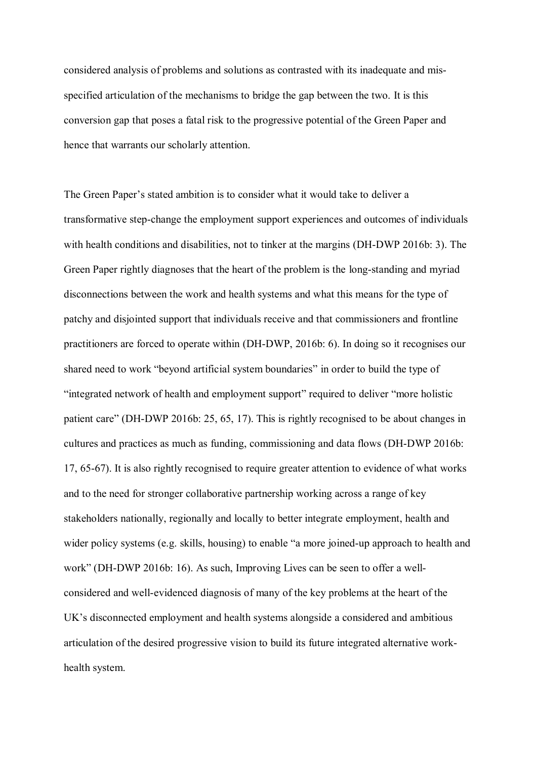considered analysis of problems and solutions as contrasted with its inadequate and mis-specified articulation of the mechanisms to bridge the gap between the two. It is this conversion gap that poses a fatal risk to the progressive potential of the Green Paper and hence that warrants our scholarly attention.

The Green Paper's stated ambition is to consider what it would take to deliver a transformative step-change the employment support experiences and outcomes of individuals with health conditions and disabilities, not to tinker at the margins (DH-DWP 2016b: 3). The Green Paper rightly diagnoses that the heart of the problem is the long-standing and myriad disconnections between the work and health systems and what this means for the type of patchy and disjointed support that individuals receive and that commissioners and frontline practitioners are forced to operate within (DH-DWP, 2016b: 6). In doing so it recognises our shared need to work "beyond artificial system boundaries" in order to build the type of "integrated network of health and employment support" required to deliver "more holistic patient care" (DH-DWP 2016b: 25, 65, 17). This is rightly recognised to be about changes in cultures and practices as much as funding, commissioning and data flows (DH-DWP 2016b: 17, 65-67). It is also rightly recognised to require greater attention to evidence of what works and to the need for stronger collaborative partnership working across a range of key stakeholders nationally, regionally and locally to better integrate employment, health and wider policy systems (e.g. skills, housing) to enable "a more joined-up approach to health and work" (DH-DWP 2016b: 16). As such, Improving Lives can be seen to offer a well-considered and well-evidenced diagnosis of many of the key problems at the heart of the UK's disconnected employment and health systems alongside a considered and ambitious articulation of the desired progressive vision to build its future integrated alternative work-health system.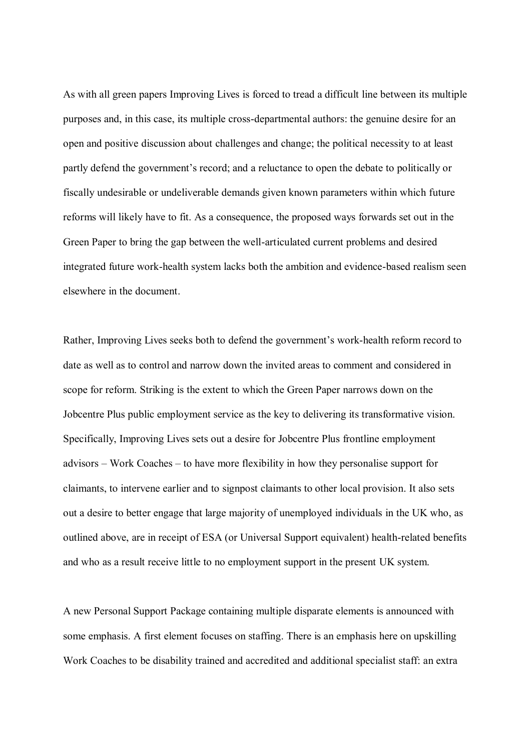As with all green papers Improving Lives is forced to tread a difficult line between its multiple purposes and, in this case, its multiple cross-departmental authors: the genuine desire for an open and positive discussion about challenges and change; the political necessity to at least partly defend the government's record; and a reluctance to open the debate to politically or fiscally undesirable or undeliverable demands given known parameters within which future reforms will likely have to fit. As a consequence, the proposed ways forwards set out in the Green Paper to bring the gap between the well-articulated current problems and desired integrated future work-health system lacks both the ambition and evidence-based realism seen elsewhere in the document.

Rather, Improving Lives seeks both to defend the government's work-health reform record to date as well as to control and narrow down the invited areas to comment and considered in scope for reform. Striking is the extent to which the Green Paper narrows down on the Jobcentre Plus public employment service as the key to delivering its transformative vision. Specifically, Improving Lives sets out a desire for Jobcentre Plus frontline employment advisors – Work Coaches – to have more flexibility in how they personalise support for claimants, to intervene earlier and to signpost claimants to other local provision. It also sets out a desire to better engage that large majority of unemployed individuals in the UK who, as outlined above, are in receipt of ESA (or Universal Support equivalent) health-related benefits and who as a result receive little to no employment support in the present UK system.

A new Personal Support Package containing multiple disparate elements is announced with some emphasis. A first element focuses on staffing. There is an emphasis here on upskilling Work Coaches to be disability trained and accredited and additional specialist staff: an extra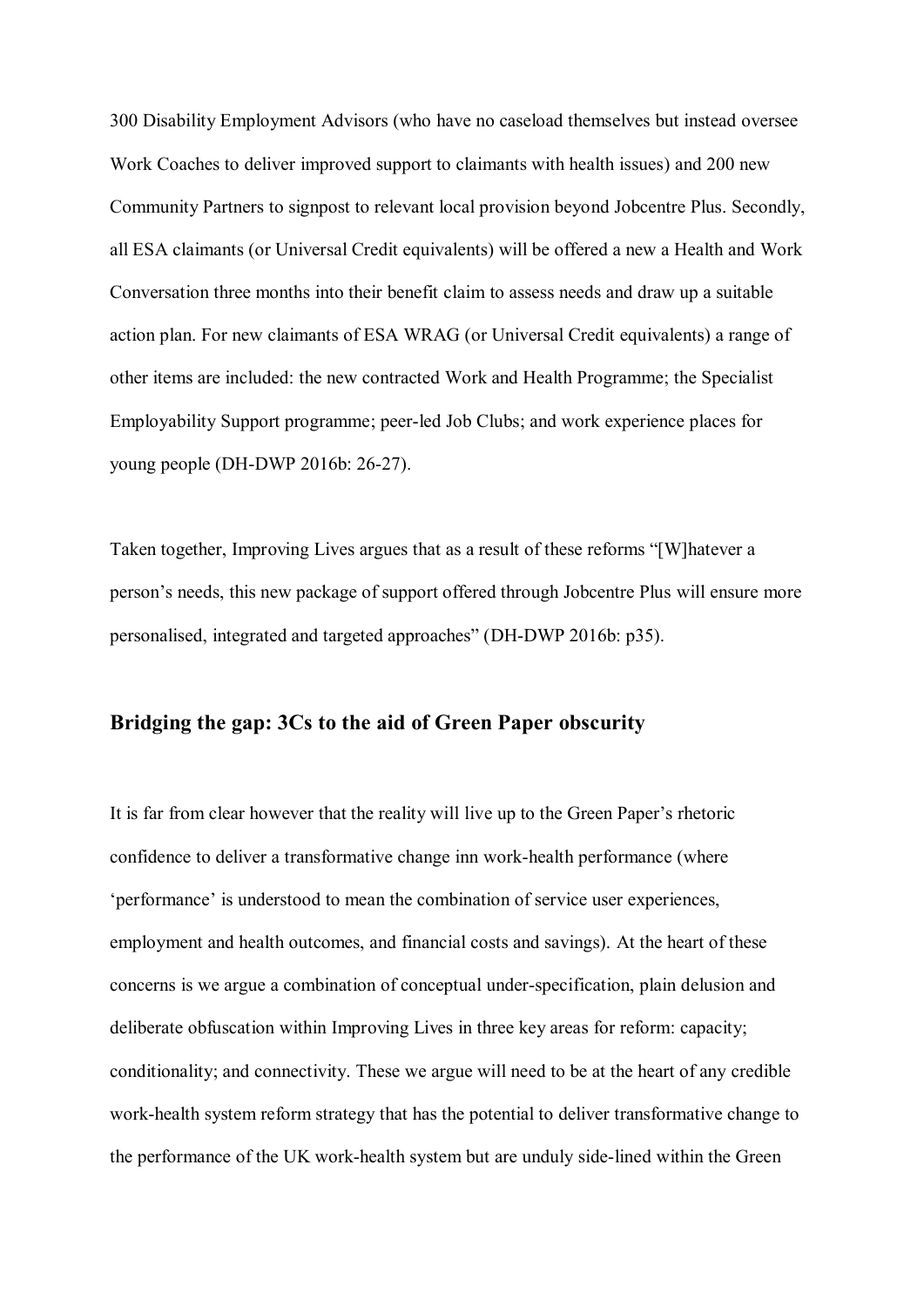300 Disability Employment Advisors (who have no caseload themselves but instead oversee Work Coaches to deliver improved support to claimants with health issues) and 200 new Community Partners to signpost to relevant local provision beyond Jobcentre Plus. Secondly, all ESA claimants (or Universal Credit equivalents) will be offered a new a Health and Work Conversation three months into their benefit claim to assess needs and draw up a suitable action plan. For new claimants of ESA WRAG (or Universal Credit equivalents) a range of other items are included: the new contracted Work and Health Programme; the Specialist Employability Support programme; peer-led Job Clubs; and work experience places for young people (DH-DWP 2016b: 26-27).

Taken together, Improving Lives argues that as a result of these reforms "[W]hatever a person's needs, this new package of support offered through Jobcentre Plus will ensure more personalised, integrated and targeted approaches" (DH-DWP 2016b: p35).

## Bridging the gap: 3Cs to the aid of Green Paper obscurity

It is far from clear however that the reality will live up to the Green Paper's rhetoric confidence to deliver a transformative change inn work-health performance (where 'performance' is understood to mean the combination of service user experiences, employment and health outcomes, and financial costs and savings). At the heart of these concerns is we argue a combination of conceptual under-specification, plain delusion and deliberate obfuscation within Improving Lives in three key areas for reform: capacity; conditionality; and connectivity. These we argue will need to be at the heart of any credible work-health system reform strategy that has the potential to deliver transformative change to the performance of the UK work-health system but are unduly side-lined within the Green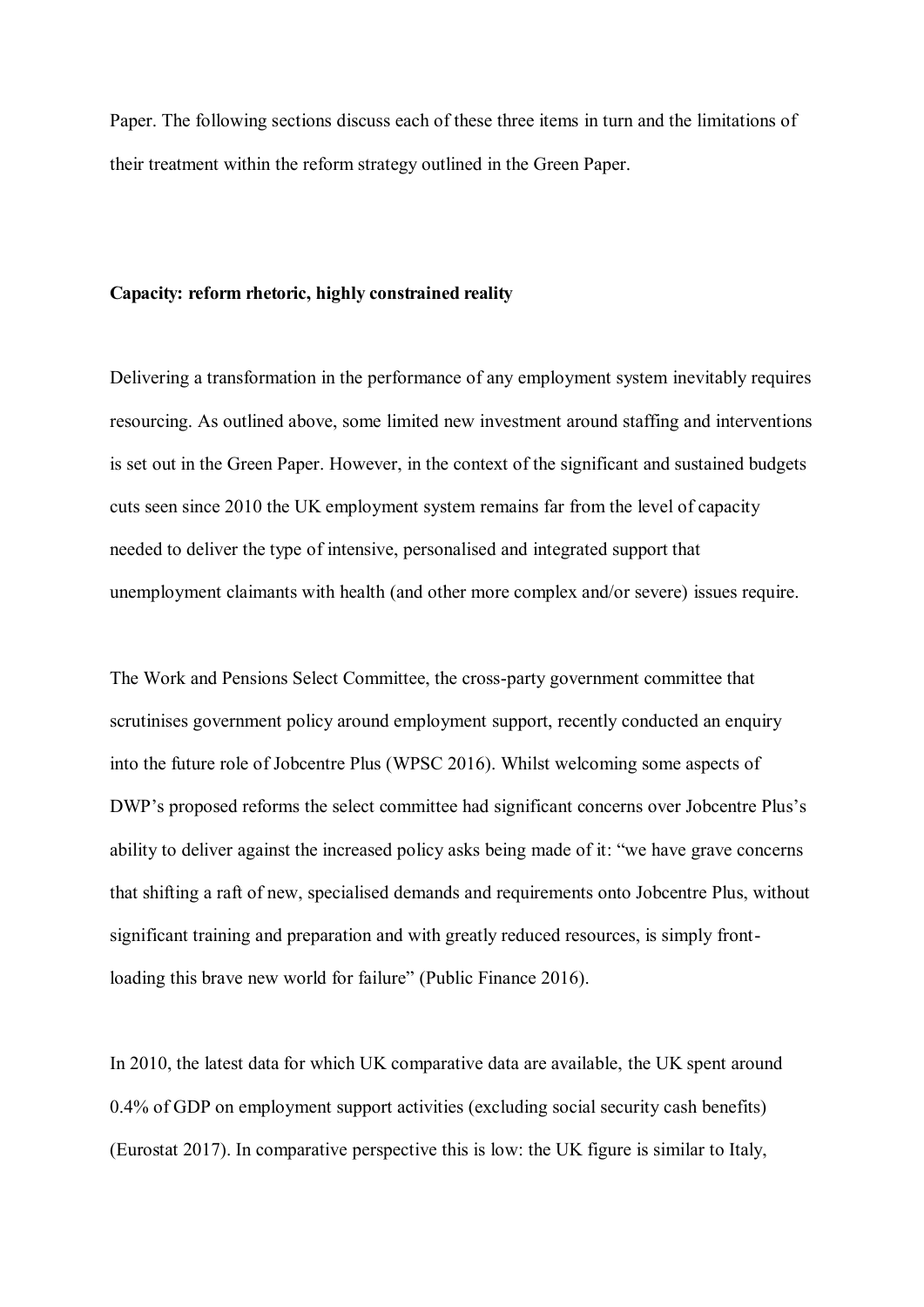Paper. The following sections discuss each of these three items in turn and the limitations of their treatment within the reform strategy outlined in the Green Paper.

**Capacity: reform rhetoric, highly constrained reality**

Delivering a transformation in the performance of any employment system inevitably requires resourcing. As outlined above, some limited new investment around staffing and interventions is set out in the Green Paper. However, in the context of the significant and sustained budgets cuts seen since 2010 the UK employment system remains far from the level of capacity needed to deliver the type of intensive, personalised and integrated support that unemployment claimants with health (and other more complex and/or severe) issues require.

The Work and Pensions Select Committee, the cross-party government committee that scrutinises government policy around employment support, recently conducted an enquiry into the future role of Jobcentre Plus (WPSC 2016). Whilst welcoming some aspects of DWP's proposed reforms the select committee had significant concerns over Jobcentre Plus's ability to deliver against the increased policy asks being made of it: "we have grave concerns that shifting a raft of new, specialised demands and requirements onto Jobcentre Plus, without significant training and preparation and with greatly reduced resources, is simply front-loading this brave new world for failure" (Public Finance 2016).

In 2010, the latest data for which UK comparative data are available, the UK spent around 0.4% of GDP on employment support activities (excluding social security cash benefits) (Eurostat 2017). In comparative perspective this is low: the UK figure is similar to Italy,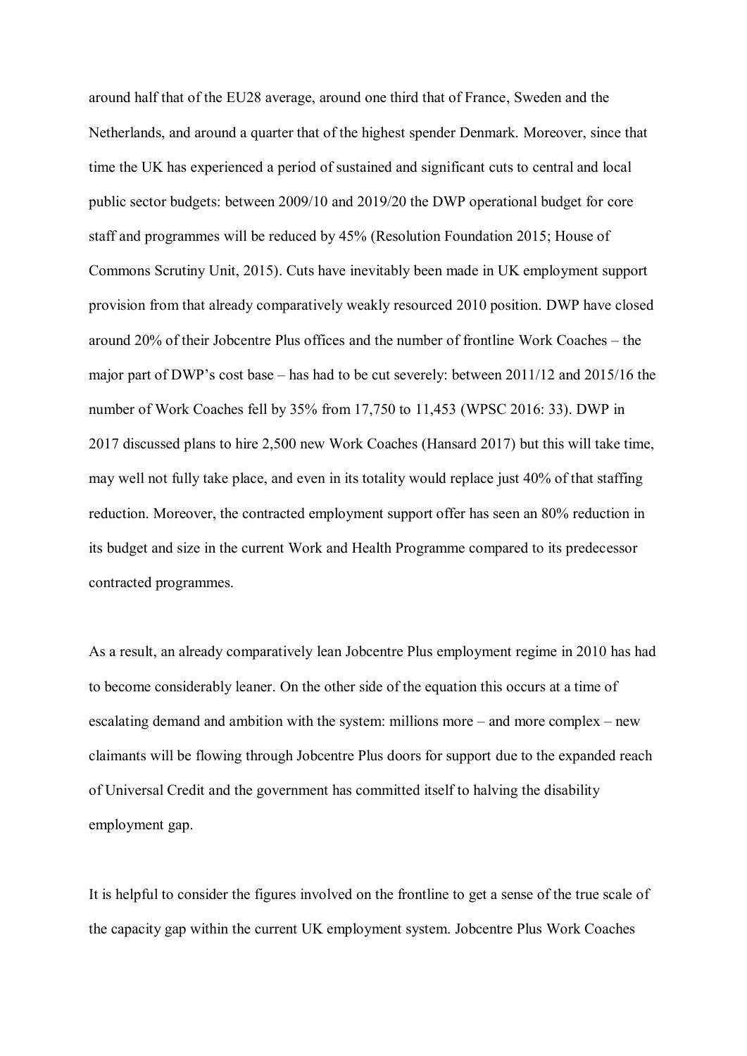around half that of the EU28 average, around one third that of France, Sweden and the Netherlands, and around a quarter that of the highest spender Denmark. Moreover, since that time the UK has experienced a period of sustained and significant cuts to central and local public sector budgets: between 2009/10 and 2019/20 the DWP operational budget for core staff and programmes will be reduced by 45% (Resolution Foundation 2015; House of Commons Scrutiny Unit, 2015). Cuts have inevitably been made in UK employment support provision from that already comparatively weakly resourced 2010 position. DWP have closed around 20% of their Jobcentre Plus offices and the number of frontline Work Coaches – the major part of DWP's cost base – has had to be cut severely: between 2011/12 and 2015/16 the number of Work Coaches fell by 35% from 17,750 to 11,453 (WPSC 2016: 33). DWP in 2017 discussed plans to hire 2,500 new Work Coaches (Hansard 2017) but this will take time, may well not fully take place, and even in its totality would replace just 40% of that staffing reduction. Moreover, the contracted employment support offer has seen an 80% reduction in its budget and size in the current Work and Health Programme compared to its predecessor contracted programmes.

As a result, an already comparatively lean Jobcentre Plus employment regime in 2010 has had to become considerably leaner. On the other side of the equation this occurs at a time of escalating demand and ambition with the system: millions more – and more complex – new claimants will be flowing through Jobcentre Plus doors for support due to the expanded reach of Universal Credit and the government has committed itself to halving the disability employment gap.

It is helpful to consider the figures involved on the frontline to get a sense of the true scale of the capacity gap within the current UK employment system. Jobcentre Plus Work Coaches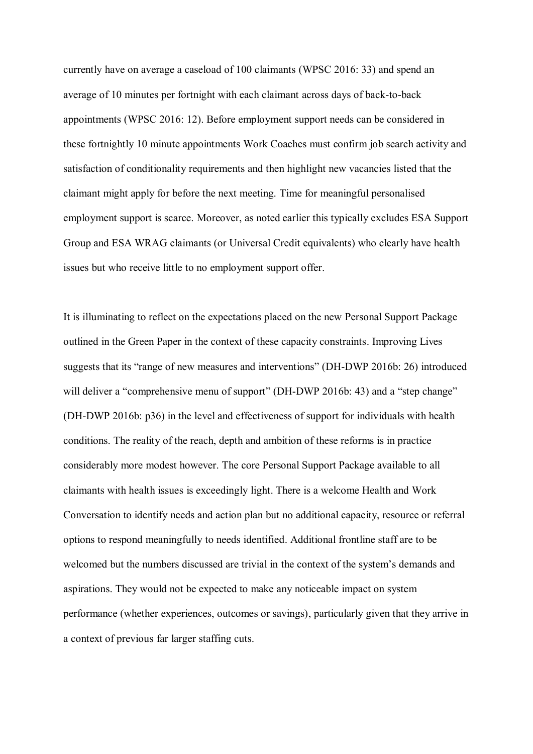currently have on average a caseload of 100 claimants (WPSC 2016: 33) and spend an average of 10 minutes per fortnight with each claimant across days of back-to-back appointments (WPSC 2016: 12). Before employment support needs can be considered in these fortnightly 10 minute appointments Work Coaches must confirm job search activity and satisfaction of conditionality requirements and then highlight new vacancies listed that the claimant might apply for before the next meeting. Time for meaningful personalised employment support is scarce. Moreover, as noted earlier this typically excludes ESA Support Group and ESA WRAG claimants (or Universal Credit equivalents) who clearly have health issues but who receive little to no employment support offer.

It is illuminating to reflect on the expectations placed on the new Personal Support Package outlined in the Green Paper in the context of these capacity constraints. Improving Lives suggests that its "range of new measures and interventions" (DH-DWP 2016b: 26) introduced will deliver a "comprehensive menu of support" (DH-DWP 2016b: 43) and a "step change" (DH-DWP 2016b: p36) in the level and effectiveness of support for individuals with health conditions. The reality of the reach, depth and ambition of these reforms is in practice considerably more modest however. The core Personal Support Package available to all claimants with health issues is exceedingly light. There is a welcome Health and Work Conversation to identify needs and action plan but no additional capacity, resource or referral options to respond meaningfully to needs identified. Additional frontline staff are to be welcomed but the numbers discussed are trivial in the context of the system's demands and aspirations. They would not be expected to make any noticeable impact on system performance (whether experiences, outcomes or savings), particularly given that they arrive in a context of previous far larger staffing cuts.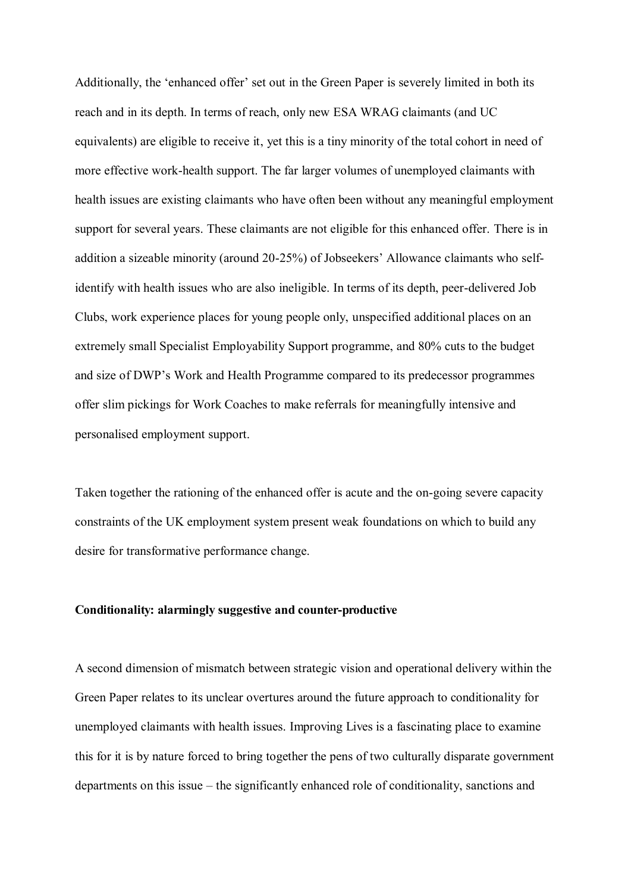Additionally, the 'enhanced offer' set out in the Green Paper is severely limited in both its reach and in its depth. In terms of reach, only new ESA WRAG claimants (and UC equivalents) are eligible to receive it, yet this is a tiny minority of the total cohort in need of more effective work-health support. The far larger volumes of unemployed claimants with health issues are existing claimants who have often been without any meaningful employment support for several years. These claimants are not eligible for this enhanced offer. There is in addition a sizeable minority (around 20-25%) of Jobseekers' Allowance claimants who self-identify with health issues who are also ineligible. In terms of its depth, peer-delivered Job Clubs, work experience places for young people only, unspecified additional places on an extremely small Specialist Employability Support programme, and 80% cuts to the budget and size of DWP's Work and Health Programme compared to its predecessor programmes offer slim pickings for Work Coaches to make referrals for meaningfully intensive and personalised employment support.

Taken together the rationing of the enhanced offer is acute and the on-going severe capacity constraints of the UK employment system present weak foundations on which to build any desire for transformative performance change.

**Conditionality: alarmingly suggestive and counter-productive**

A second dimension of mismatch between strategic vision and operational delivery within the Green Paper relates to its unclear overtures around the future approach to conditionality for unemployed claimants with health issues. Improving Lives is a fascinating place to examine this for it is by nature forced to bring together the pens of two culturally disparate government departments on this issue – the significantly enhanced role of conditionality, sanctions and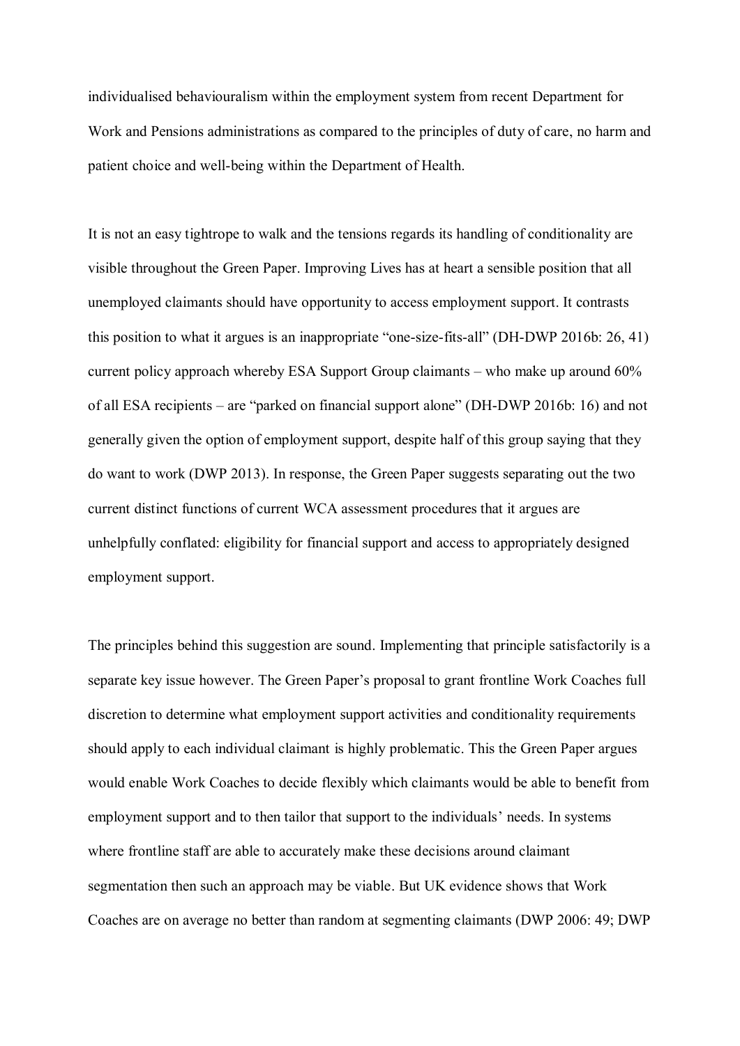individualised behaviouralism within the employment system from recent Department for Work and Pensions administrations as compared to the principles of duty of care, no harm and patient choice and well-being within the Department of Health.

It is not an easy tightrope to walk and the tensions regards its handling of conditionality are visible throughout the Green Paper. Improving Lives has at heart a sensible position that all unemployed claimants should have opportunity to access employment support. It contrasts this position to what it argues is an inappropriate "one-size-fits-all" (DH-DWP 2016b: 26, 41) current policy approach whereby ESA Support Group claimants – who make up around 60% of all ESA recipients – are "parked on financial support alone" (DH-DWP 2016b: 16) and not generally given the option of employment support, despite half of this group saying that they do want to work (DWP 2013). In response, the Green Paper suggests separating out the two current distinct functions of current WCA assessment procedures that it argues are unhelpfully conflated: eligibility for financial support and access to appropriately designed employment support.

The principles behind this suggestion are sound. Implementing that principle satisfactorily is a separate key issue however. The Green Paper's proposal to grant frontline Work Coaches full discretion to determine what employment support activities and conditionality requirements should apply to each individual claimant is highly problematic. This the Green Paper argues would enable Work Coaches to decide flexibly which claimants would be able to benefit from employment support and to then tailor that support to the individuals' needs. In systems where frontline staff are able to accurately make these decisions around claimant segmentation then such an approach may be viable. But UK evidence shows that Work Coaches are on average no better than random at segmenting claimants (DWP 2006: 49; DWP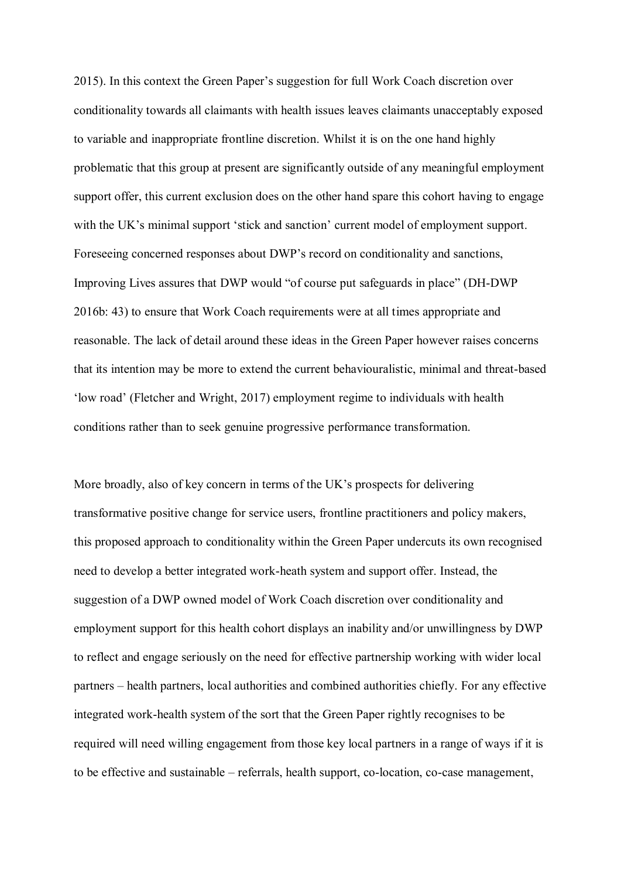2015). In this context the Green Paper's suggestion for full Work Coach discretion over conditionality towards all claimants with health issues leaves claimants unacceptably exposed to variable and inappropriate frontline discretion. Whilst it is on the one hand highly problematic that this group at present are significantly outside of any meaningful employment support offer, this current exclusion does on the other hand spare this cohort having to engage with the UK's minimal support 'stick and sanction' current model of employment support. Foreseeing concerned responses about DWP's record on conditionality and sanctions, Improving Lives assures that DWP would "of course put safeguards in place" (DH-DWP 2016b: 43) to ensure that Work Coach requirements were at all times appropriate and reasonable. The lack of detail around these ideas in the Green Paper however raises concerns that its intention may be more to extend the current behaviouralistic, minimal and threat-based 'low road' (Fletcher and Wright, 2017) employment regime to individuals with health conditions rather than to seek genuine progressive performance transformation.

More broadly, also of key concern in terms of the UK's prospects for delivering transformative positive change for service users, frontline practitioners and policy makers, this proposed approach to conditionality within the Green Paper undercuts its own recognised need to develop a better integrated work-heath system and support offer. Instead, the suggestion of a DWP owned model of Work Coach discretion over conditionality and employment support for this health cohort displays an inability and/or unwillingness by DWP to reflect and engage seriously on the need for effective partnership working with wider local partners – health partners, local authorities and combined authorities chiefly. For any effective integrated work-health system of the sort that the Green Paper rightly recognises to be required will need willing engagement from those key local partners in a range of ways if it is to be effective and sustainable – referrals, health support, co-location, co-case management,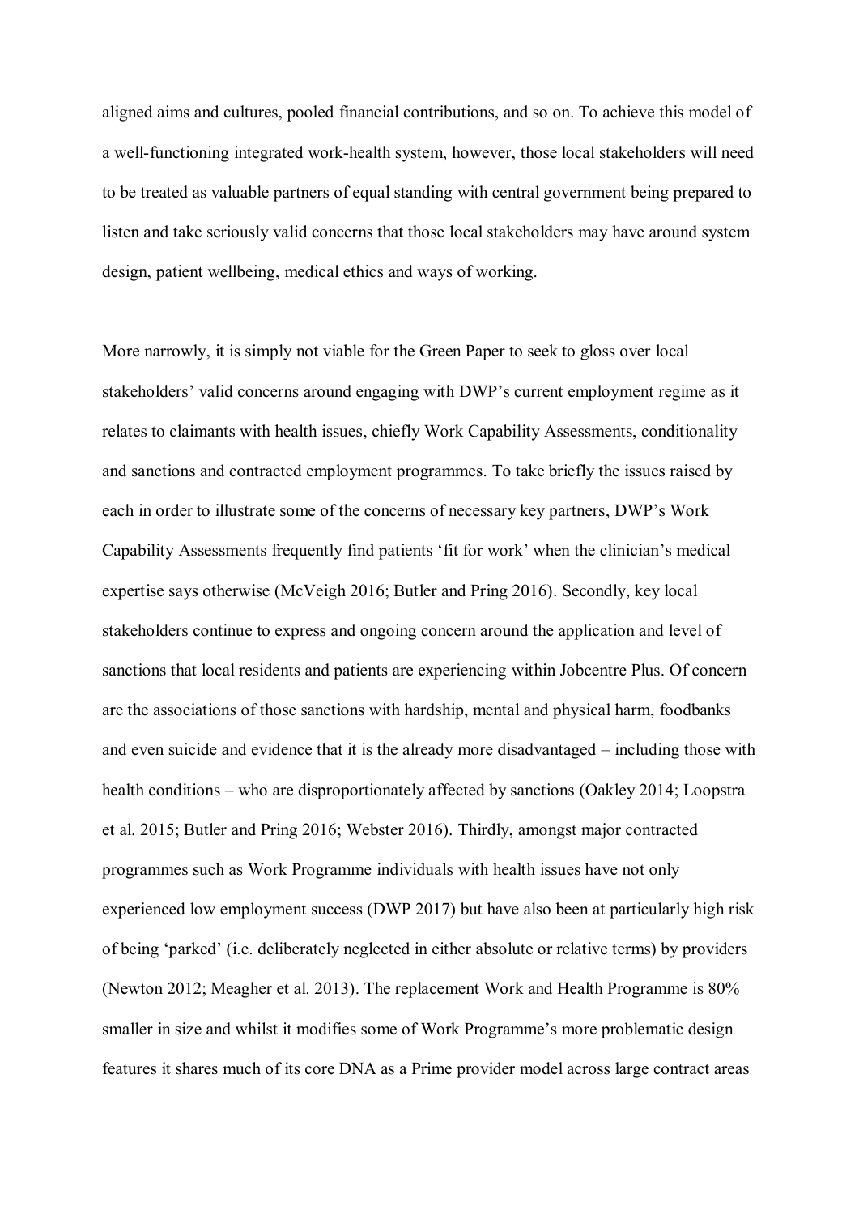aligned aims and cultures, pooled financial contributions, and so on. To achieve this model of a well-functioning integrated work-health system, however, those local stakeholders will need to be treated as valuable partners of equal standing with central government being prepared to listen and take seriously valid concerns that those local stakeholders may have around system design, patient wellbeing, medical ethics and ways of working.

More narrowly, it is simply not viable for the Green Paper to seek to gloss over local stakeholders' valid concerns around engaging with DWP's current employment regime as it relates to claimants with health issues, chiefly Work Capability Assessments, conditionality and sanctions and contracted employment programmes. To take briefly the issues raised by each in order to illustrate some of the concerns of necessary key partners, DWP's Work Capability Assessments frequently find patients 'fit for work' when the clinician's medical expertise says otherwise (McVeigh 2016; Butler and Pring 2016). Secondly, key local stakeholders continue to express and ongoing concern around the application and level of sanctions that local residents and patients are experiencing within Jobcentre Plus. Of concern are the associations of those sanctions with hardship, mental and physical harm, foodbanks and even suicide and evidence that it is the already more disadvantaged – including those with health conditions – who are disproportionately affected by sanctions (Oakley 2014; Loopstra et al. 2015; Butler and Pring 2016; Webster 2016). Thirdly, amongst major contracted programmes such as Work Programme individuals with health issues have not only experienced low employment success (DWP 2017) but have also been at particularly high risk of being 'parked' (i.e. deliberately neglected in either absolute or relative terms) by providers (Newton 2012; Meagher et al. 2013). The replacement Work and Health Programme is 80% smaller in size and whilst it modifies some of Work Programme's more problematic design features it shares much of its core DNA as a Prime provider model across large contract areas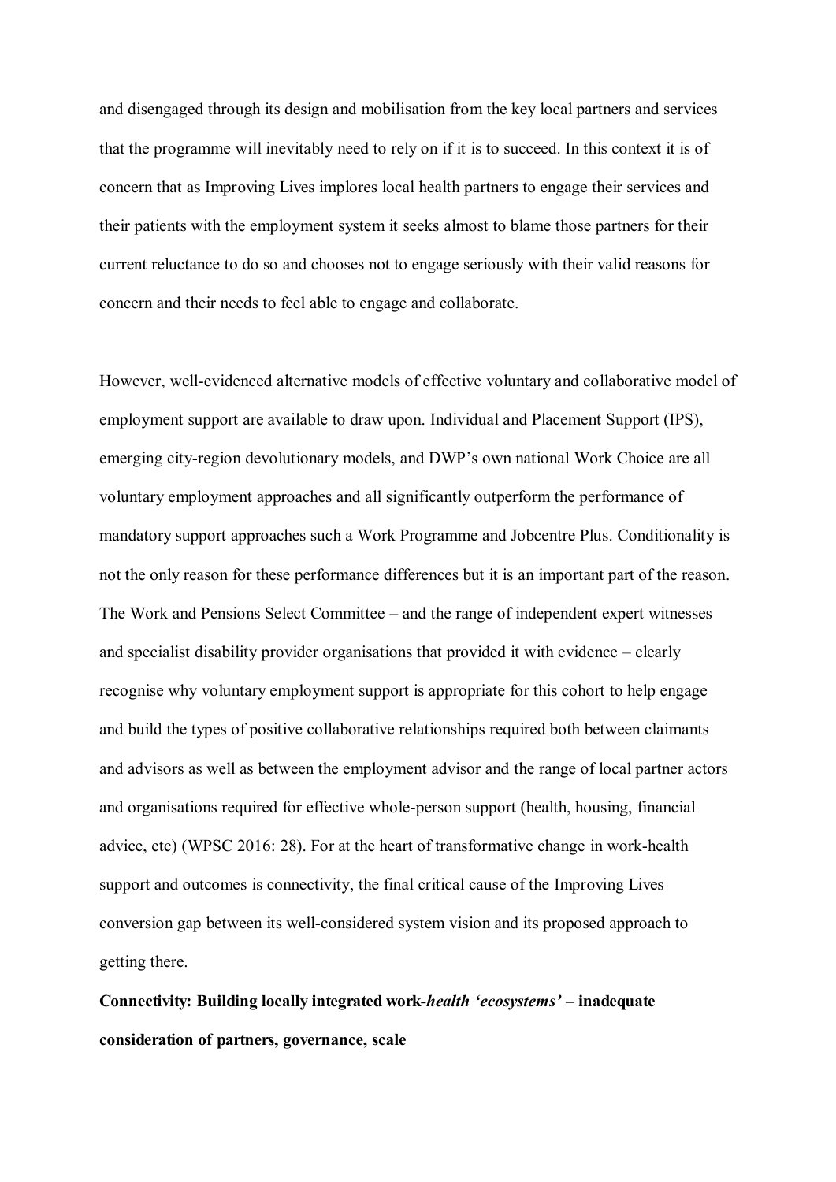and disengaged through its design and mobilisation from the key local partners and services that the programme will inevitably need to rely on if it is to succeed. In this context it is of concern that as Improving Lives implores local health partners to engage their services and their patients with the employment system it seeks almost to blame those partners for their current reluctance to do so and chooses not to engage seriously with their valid reasons for concern and their needs to feel able to engage and collaborate.

However, well-evidenced alternative models of effective voluntary and collaborative model of employment support are available to draw upon. Individual and Placement Support (IPS), emerging city-region devolutionary models, and DWP's own national Work Choice are all voluntary employment approaches and all significantly outperform the performance of mandatory support approaches such a Work Programme and Jobcentre Plus. Conditionality is not the only reason for these performance differences but it is an important part of the reason. The Work and Pensions Select Committee – and the range of independent expert witnesses and specialist disability provider organisations that provided it with evidence – clearly recognise why voluntary employment support is appropriate for this cohort to help engage and build the types of positive collaborative relationships required both between claimants and advisors as well as between the employment advisor and the range of local partner actors and organisations required for effective whole-person support (health, housing, financial advice, etc) (WPSC 2016: 28). For at the heart of transformative change in work-health support and outcomes is connectivity, the final critical cause of the Improving Lives conversion gap between its well-considered system vision and its proposed approach to getting there.

**Connectivity: Building locally integrated work-*health 'ecosystems'* – inadequate consideration of partners, governance, scale**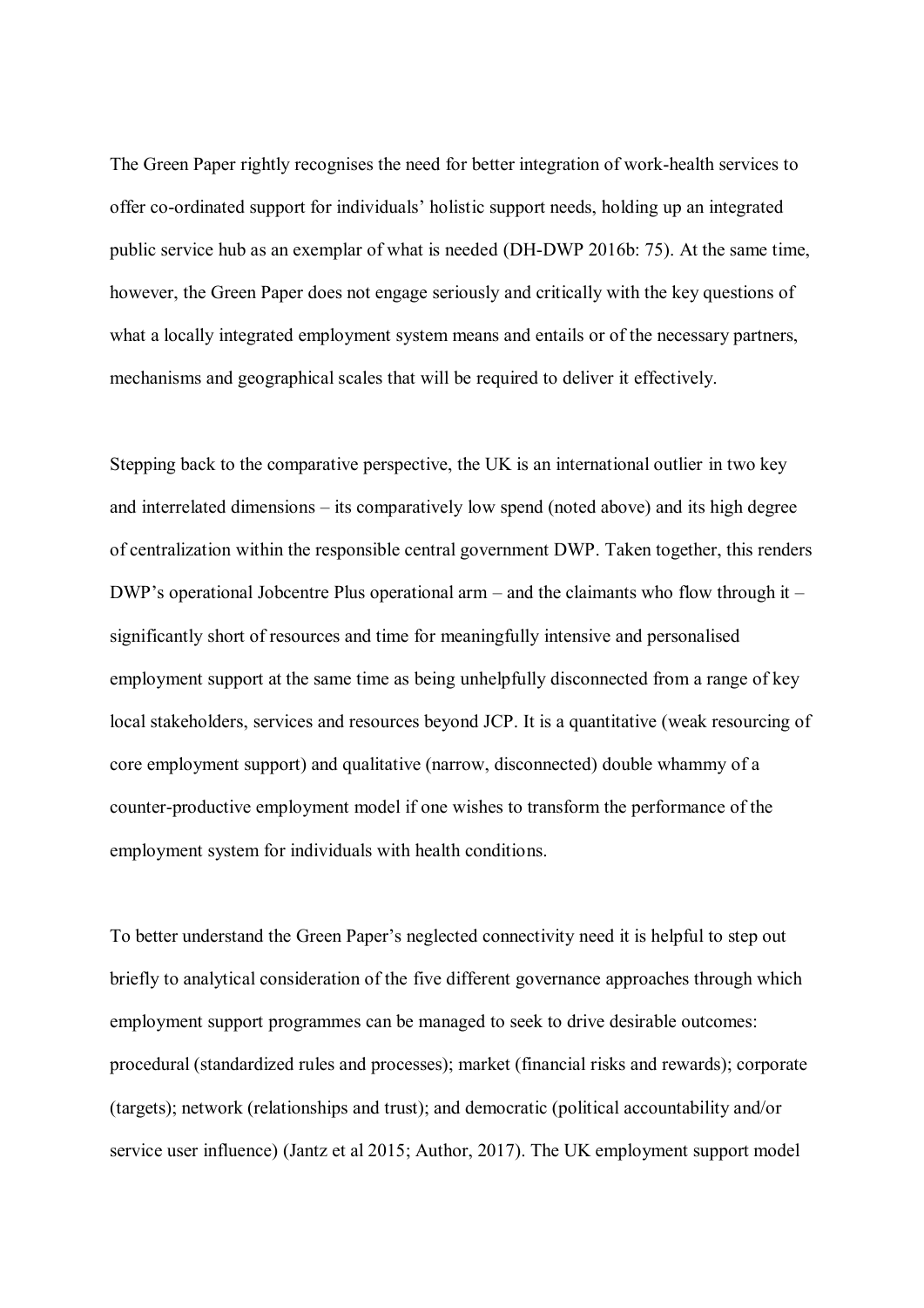The Green Paper rightly recognises the need for better integration of work-health services to offer co-ordinated support for individuals' holistic support needs, holding up an integrated public service hub as an exemplar of what is needed (DH-DWP 2016b: 75). At the same time, however, the Green Paper does not engage seriously and critically with the key questions of what a locally integrated employment system means and entails or of the necessary partners, mechanisms and geographical scales that will be required to deliver it effectively.

Stepping back to the comparative perspective, the UK is an international outlier in two key and interrelated dimensions – its comparatively low spend (noted above) and its high degree of centralization within the responsible central government DWP. Taken together, this renders DWP's operational Jobcentre Plus operational arm – and the claimants who flow through it – significantly short of resources and time for meaningfully intensive and personalised employment support at the same time as being unhelpfully disconnected from a range of key local stakeholders, services and resources beyond JCP. It is a quantitative (weak resourcing of core employment support) and qualitative (narrow, disconnected) double whammy of a counter-productive employment model if one wishes to transform the performance of the employment system for individuals with health conditions.

To better understand the Green Paper's neglected connectivity need it is helpful to step out briefly to analytical consideration of the five different governance approaches through which employment support programmes can be managed to seek to drive desirable outcomes: procedural (standardized rules and processes); market (financial risks and rewards); corporate (targets); network (relationships and trust); and democratic (political accountability and/or service user influence) (Jantz et al 2015; Author, 2017). The UK employment support model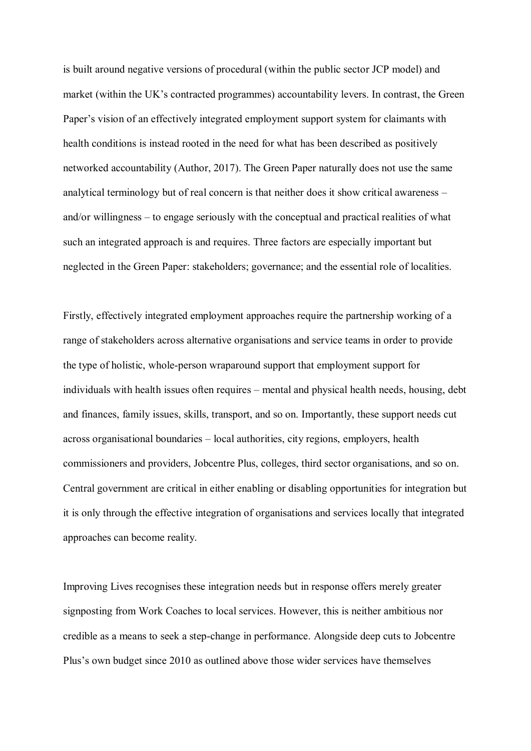is built around negative versions of procedural (within the public sector JCP model) and market (within the UK's contracted programmes) accountability levers. In contrast, the Green Paper's vision of an effectively integrated employment support system for claimants with health conditions is instead rooted in the need for what has been described as positively networked accountability (Author, 2017). The Green Paper naturally does not use the same analytical terminology but of real concern is that neither does it show critical awareness – and/or willingness – to engage seriously with the conceptual and practical realities of what such an integrated approach is and requires. Three factors are especially important but neglected in the Green Paper: stakeholders; governance; and the essential role of localities.

Firstly, effectively integrated employment approaches require the partnership working of a range of stakeholders across alternative organisations and service teams in order to provide the type of holistic, whole-person wraparound support that employment support for individuals with health issues often requires – mental and physical health needs, housing, debt and finances, family issues, skills, transport, and so on. Importantly, these support needs cut across organisational boundaries – local authorities, city regions, employers, health commissioners and providers, Jobcentre Plus, colleges, third sector organisations, and so on. Central government are critical in either enabling or disabling opportunities for integration but it is only through the effective integration of organisations and services locally that integrated approaches can become reality.

Improving Lives recognises these integration needs but in response offers merely greater signposting from Work Coaches to local services. However, this is neither ambitious nor credible as a means to seek a step-change in performance. Alongside deep cuts to Jobcentre Plus's own budget since 2010 as outlined above those wider services have themselves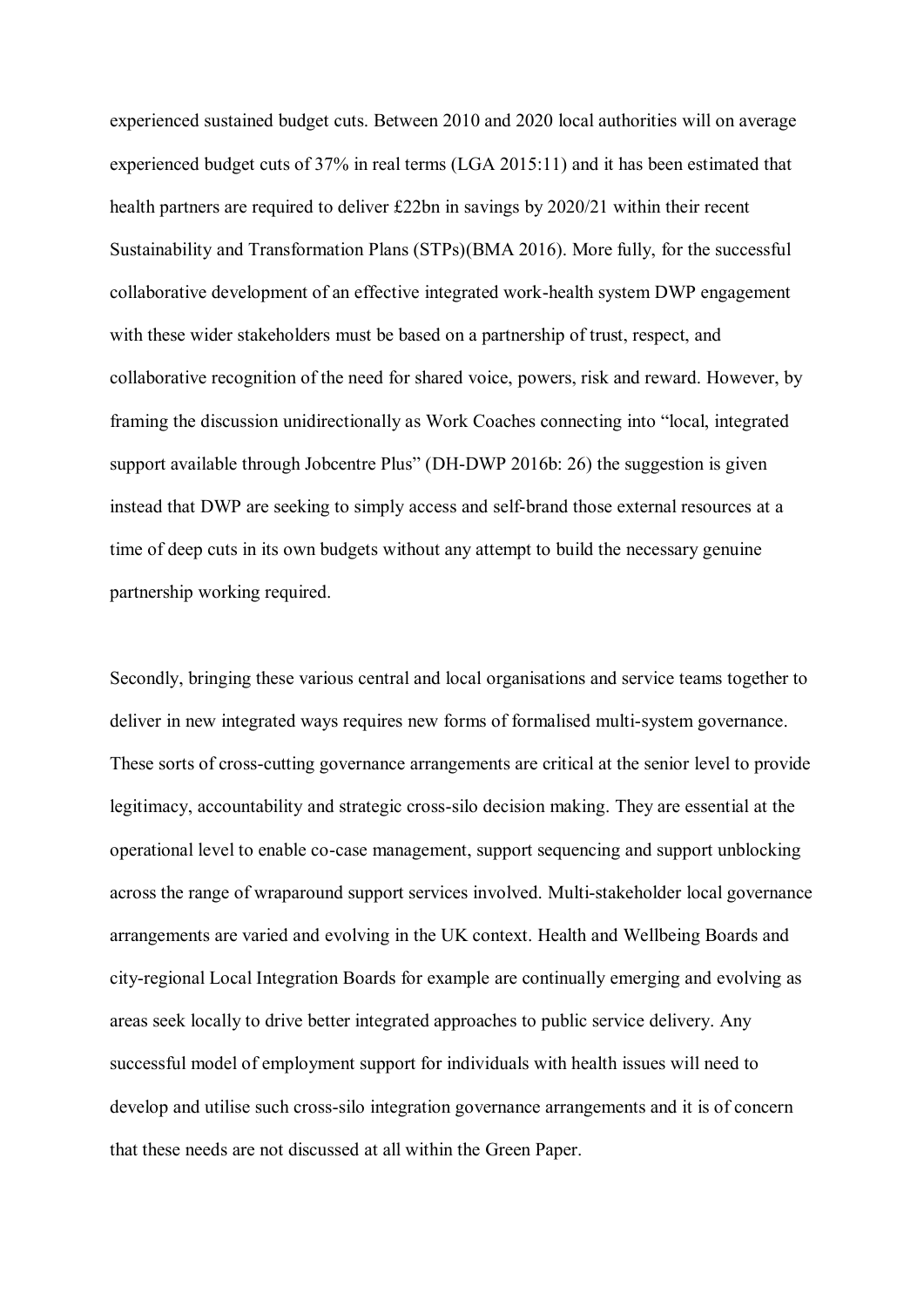experienced sustained budget cuts. Between 2010 and 2020 local authorities will on average experienced budget cuts of 37% in real terms (LGA 2015:11) and it has been estimated that health partners are required to deliver £22bn in savings by 2020/21 within their recent Sustainability and Transformation Plans (STPs)(BMA 2016). More fully, for the successful collaborative development of an effective integrated work-health system DWP engagement with these wider stakeholders must be based on a partnership of trust, respect, and collaborative recognition of the need for shared voice, powers, risk and reward. However, by framing the discussion unidirectionally as Work Coaches connecting into "local, integrated support available through Jobcentre Plus" (DH-DWP 2016b: 26) the suggestion is given instead that DWP are seeking to simply access and self-brand those external resources at a time of deep cuts in its own budgets without any attempt to build the necessary genuine partnership working required.

Secondly, bringing these various central and local organisations and service teams together to deliver in new integrated ways requires new forms of formalised multi-system governance. These sorts of cross-cutting governance arrangements are critical at the senior level to provide legitimacy, accountability and strategic cross-silo decision making. They are essential at the operational level to enable co-case management, support sequencing and support unblocking across the range of wraparound support services involved. Multi-stakeholder local governance arrangements are varied and evolving in the UK context. Health and Wellbeing Boards and city-regional Local Integration Boards for example are continually emerging and evolving as areas seek locally to drive better integrated approaches to public service delivery. Any successful model of employment support for individuals with health issues will need to develop and utilise such cross-silo integration governance arrangements and it is of concern that these needs are not discussed at all within the Green Paper.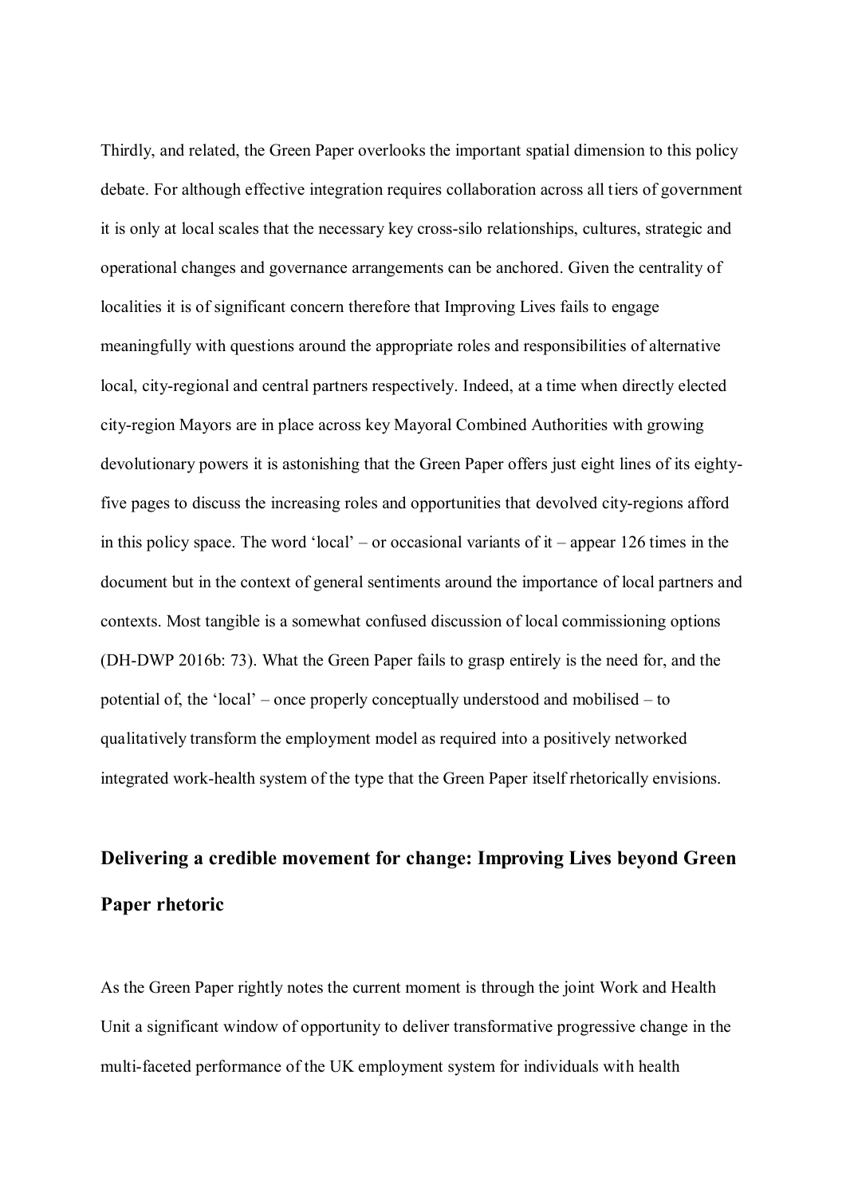Thirdly, and related, the Green Paper overlooks the important spatial dimension to this policy debate. For although effective integration requires collaboration across all tiers of government it is only at local scales that the necessary key cross-silo relationships, cultures, strategic and operational changes and governance arrangements can be anchored. Given the centrality of localities it is of significant concern therefore that Improving Lives fails to engage meaningfully with questions around the appropriate roles and responsibilities of alternative local, city-regional and central partners respectively. Indeed, at a time when directly elected city-region Mayors are in place across key Mayoral Combined Authorities with growing devolutionary powers it is astonishing that the Green Paper offers just eight lines of its eighty-five pages to discuss the increasing roles and opportunities that devolved city-regions afford in this policy space. The word 'local' – or occasional variants of it – appear 126 times in the document but in the context of general sentiments around the importance of local partners and contexts. Most tangible is a somewhat confused discussion of local commissioning options (DH-DWP 2016b: 73). What the Green Paper fails to grasp entirely is the need for, and the potential of, the 'local' – once properly conceptually understood and mobilised – to qualitatively transform the employment model as required into a positively networked integrated work-health system of the type that the Green Paper itself rhetorically envisions.

## Delivering a credible movement for change: Improving Lives beyond Green Paper rhetoric

As the Green Paper rightly notes the current moment is through the joint Work and Health Unit a significant window of opportunity to deliver transformative progressive change in the multi-faceted performance of the UK employment system for individuals with health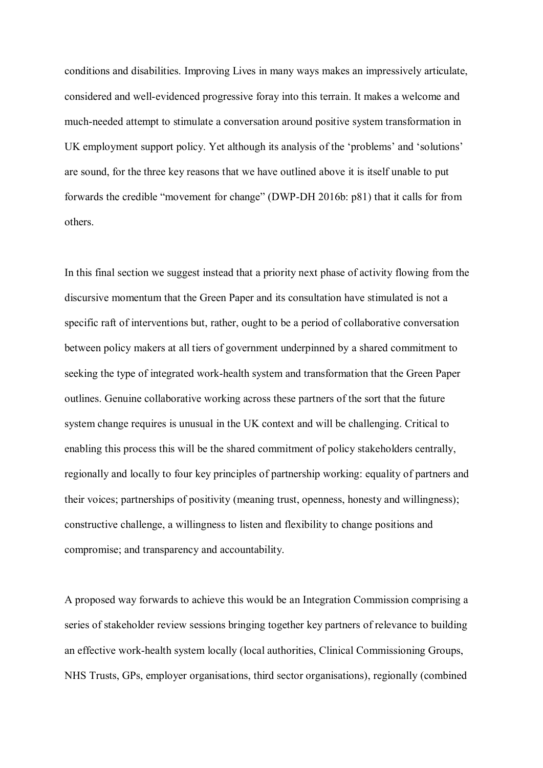conditions and disabilities. Improving Lives in many ways makes an impressively articulate, considered and well-evidenced progressive foray into this terrain. It makes a welcome and much-needed attempt to stimulate a conversation around positive system transformation in UK employment support policy. Yet although its analysis of the 'problems' and 'solutions' are sound, for the three key reasons that we have outlined above it is itself unable to put forwards the credible "movement for change" (DWP-DH 2016b: p81) that it calls for from others.

In this final section we suggest instead that a priority next phase of activity flowing from the discursive momentum that the Green Paper and its consultation have stimulated is not a specific raft of interventions but, rather, ought to be a period of collaborative conversation between policy makers at all tiers of government underpinned by a shared commitment to seeking the type of integrated work-health system and transformation that the Green Paper outlines. Genuine collaborative working across these partners of the sort that the future system change requires is unusual in the UK context and will be challenging. Critical to enabling this process this will be the shared commitment of policy stakeholders centrally, regionally and locally to four key principles of partnership working: equality of partners and their voices; partnerships of positivity (meaning trust, openness, honesty and willingness); constructive challenge, a willingness to listen and flexibility to change positions and compromise; and transparency and accountability.

A proposed way forwards to achieve this would be an Integration Commission comprising a series of stakeholder review sessions bringing together key partners of relevance to building an effective work-health system locally (local authorities, Clinical Commissioning Groups, NHS Trusts, GPs, employer organisations, third sector organisations), regionally (combined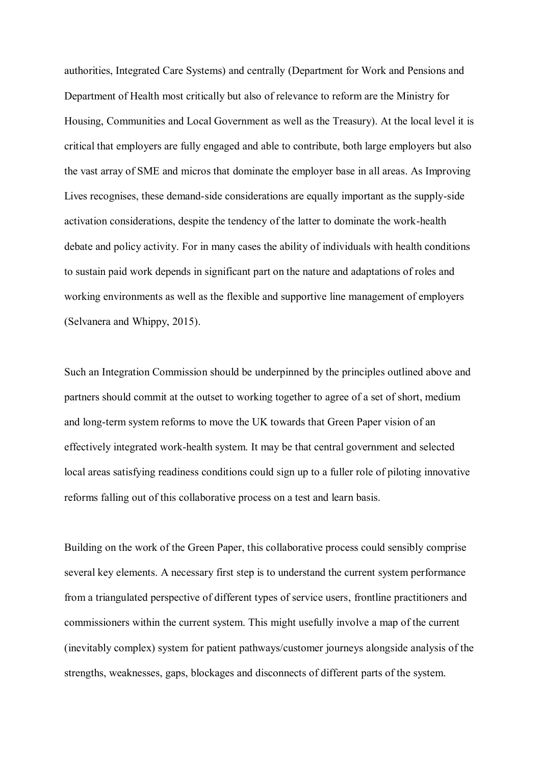authorities, Integrated Care Systems) and centrally (Department for Work and Pensions and Department of Health most critically but also of relevance to reform are the Ministry for Housing, Communities and Local Government as well as the Treasury). At the local level it is critical that employers are fully engaged and able to contribute, both large employers but also the vast array of SME and micros that dominate the employer base in all areas. As Improving Lives recognises, these demand-side considerations are equally important as the supply-side activation considerations, despite the tendency of the latter to dominate the work-health debate and policy activity. For in many cases the ability of individuals with health conditions to sustain paid work depends in significant part on the nature and adaptations of roles and working environments as well as the flexible and supportive line management of employers (Selvanera and Whippy, 2015).

Such an Integration Commission should be underpinned by the principles outlined above and partners should commit at the outset to working together to agree of a set of short, medium and long-term system reforms to move the UK towards that Green Paper vision of an effectively integrated work-health system. It may be that central government and selected local areas satisfying readiness conditions could sign up to a fuller role of piloting innovative reforms falling out of this collaborative process on a test and learn basis.

Building on the work of the Green Paper, this collaborative process could sensibly comprise several key elements. A necessary first step is to understand the current system performance from a triangulated perspective of different types of service users, frontline practitioners and commissioners within the current system. This might usefully involve a map of the current (inevitably complex) system for patient pathways/customer journeys alongside analysis of the strengths, weaknesses, gaps, blockages and disconnects of different parts of the system.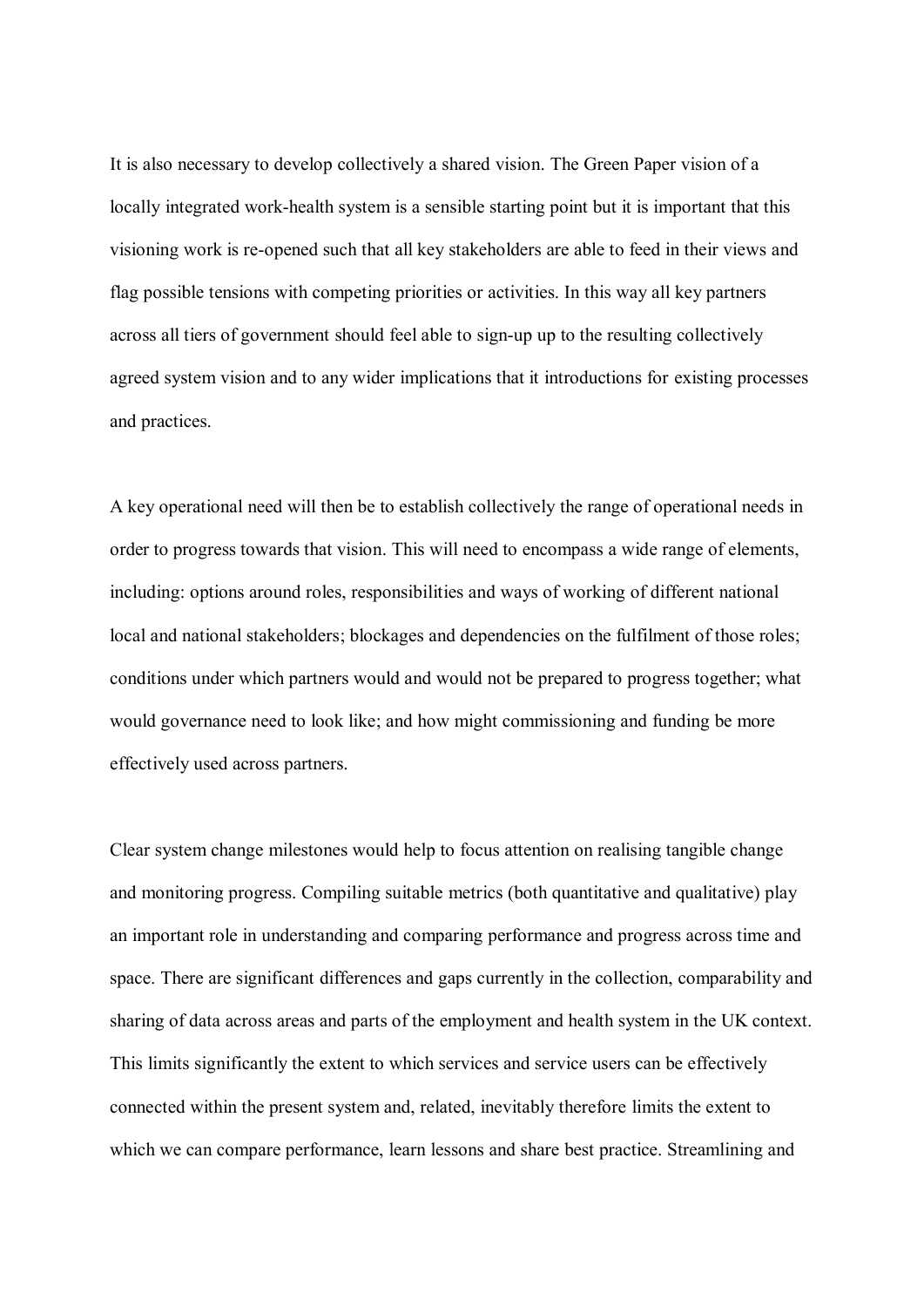It is also necessary to develop collectively a shared vision. The Green Paper vision of a locally integrated work-health system is a sensible starting point but it is important that this visioning work is re-opened such that all key stakeholders are able to feed in their views and flag possible tensions with competing priorities or activities. In this way all key partners across all tiers of government should feel able to sign-up up to the resulting collectively agreed system vision and to any wider implications that it introductions for existing processes and practices.

A key operational need will then be to establish collectively the range of operational needs in order to progress towards that vision. This will need to encompass a wide range of elements, including: options around roles, responsibilities and ways of working of different national local and national stakeholders; blockages and dependencies on the fulfilment of those roles; conditions under which partners would and would not be prepared to progress together; what would governance need to look like; and how might commissioning and funding be more effectively used across partners.

Clear system change milestones would help to focus attention on realising tangible change and monitoring progress. Compiling suitable metrics (both quantitative and qualitative) play an important role in understanding and comparing performance and progress across time and space. There are significant differences and gaps currently in the collection, comparability and sharing of data across areas and parts of the employment and health system in the UK context. This limits significantly the extent to which services and service users can be effectively connected within the present system and, related, inevitably therefore limits the extent to which we can compare performance, learn lessons and share best practice. Streamlining and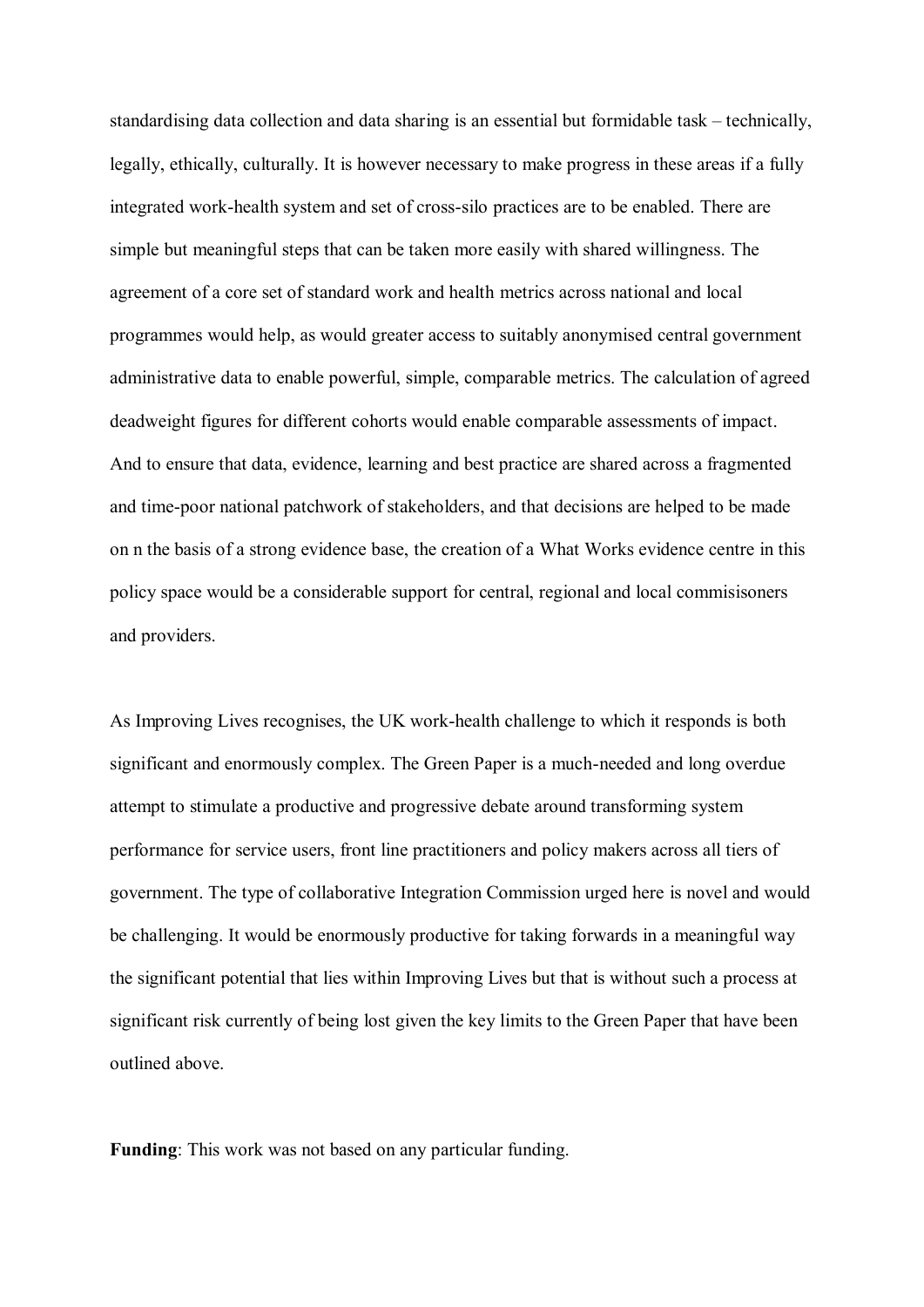standardising data collection and data sharing is an essential but formidable task – technically, legally, ethically, culturally. It is however necessary to make progress in these areas if a fully integrated work-health system and set of cross-silo practices are to be enabled. There are simple but meaningful steps that can be taken more easily with shared willingness. The agreement of a core set of standard work and health metrics across national and local programmes would help, as would greater access to suitably anonymised central government administrative data to enable powerful, simple, comparable metrics. The calculation of agreed deadweight figures for different cohorts would enable comparable assessments of impact. And to ensure that data, evidence, learning and best practice are shared across a fragmented and time-poor national patchwork of stakeholders, and that decisions are helped to be made on n the basis of a strong evidence base, the creation of a What Works evidence centre in this policy space would be a considerable support for central, regional and local commisisoners and providers.

As Improving Lives recognises, the UK work-health challenge to which it responds is both significant and enormously complex. The Green Paper is a much-needed and long overdue attempt to stimulate a productive and progressive debate around transforming system performance for service users, front line practitioners and policy makers across all tiers of government. The type of collaborative Integration Commission urged here is novel and would be challenging. It would be enormously productive for taking forwards in a meaningful way the significant potential that lies within Improving Lives but that is without such a process at significant risk currently of being lost given the key limits to the Green Paper that have been outlined above.

**Funding**: This work was not based on any particular funding.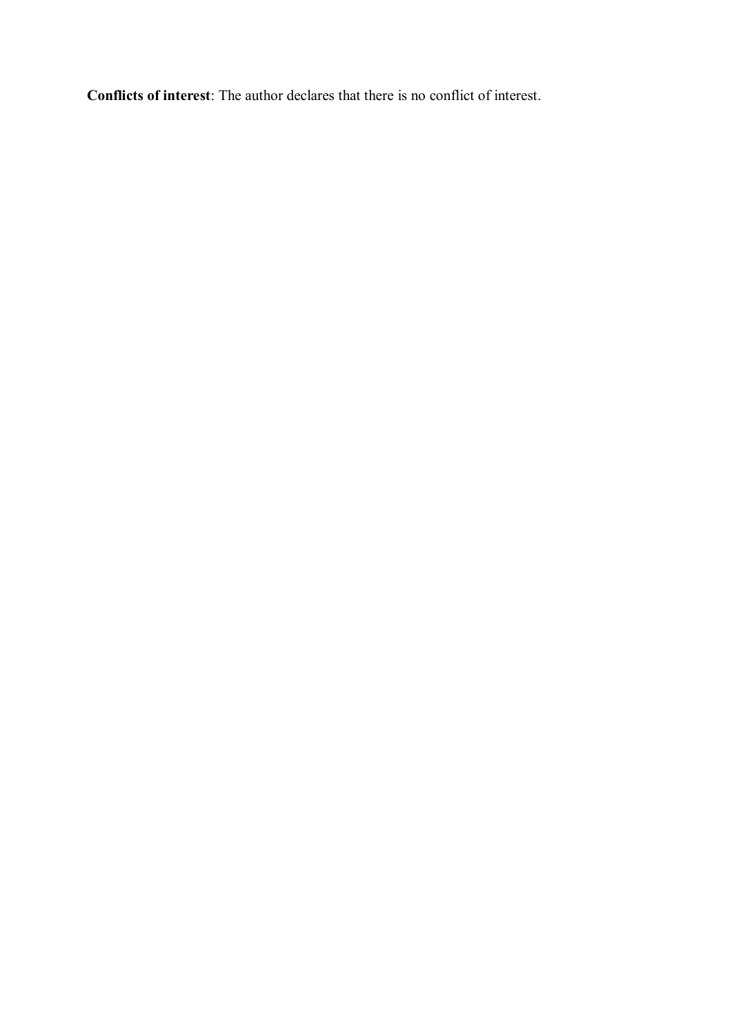**Conflicts of interest**: The author declares that there is no conflict of interest.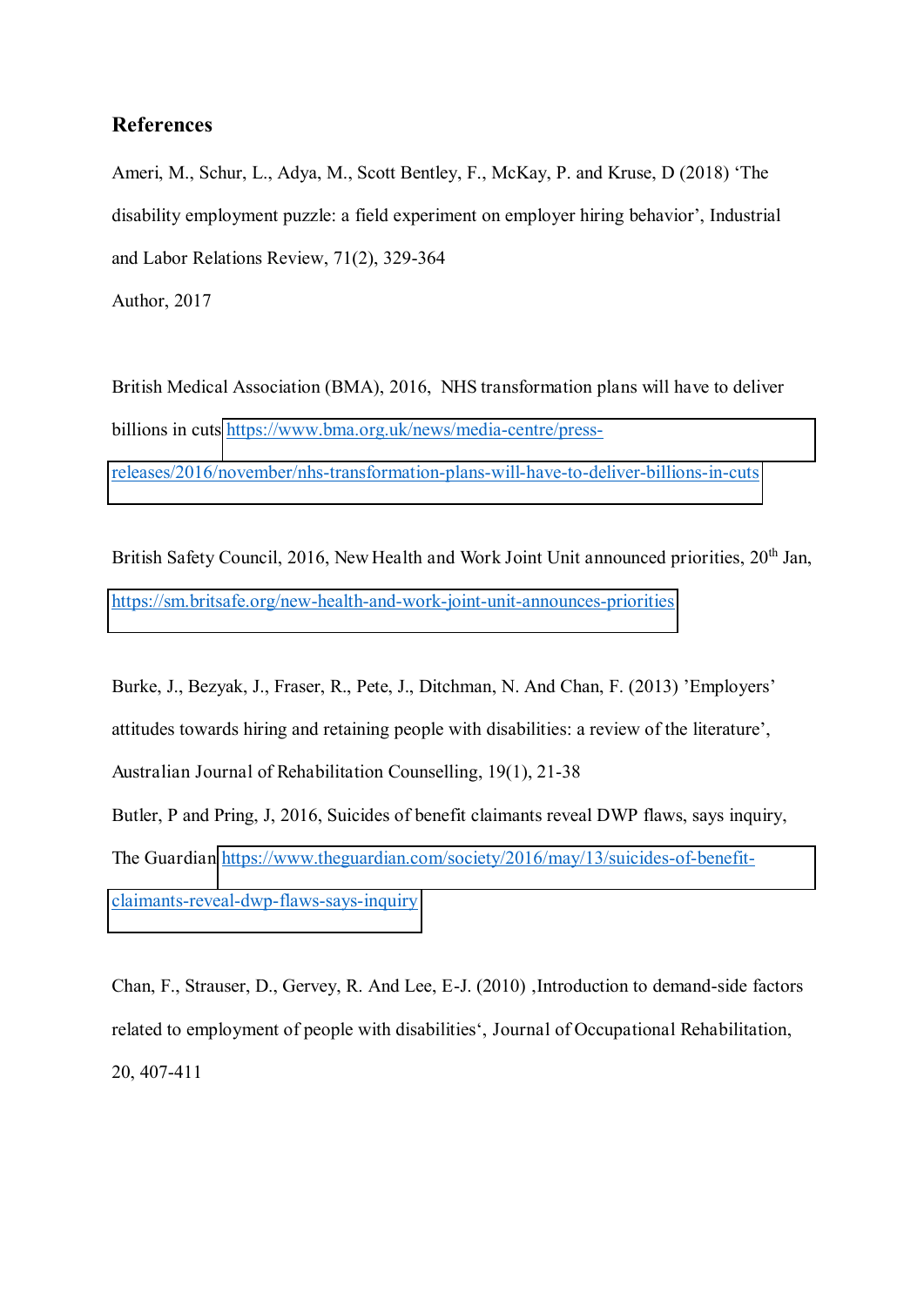## References

Ameri, M., Schur, L., Adya, M., Scott Bentley, F., McKay, P. and Kruse, D (2018) 'The disability employment puzzle: a field experiment on employer hiring behavior', Industrial and Labor Relations Review, 71(2), 329-364

Author, 2017

British Medical Association (BMA), 2016, NHS transformation plans will have to deliver billions in cuts https://www.bma.org.uk/news/media-centre/press-releases/2016/november/nhs-transformation-plans-will-have-to-deliver-billions-in-cuts

British Safety Council, 2016, New Health and Work Joint Unit announced priorities, 20th Jan, https://sm.britsafe.org/new-health-and-work-joint-unit-announces-priorities

Burke, J., Bezyak, J., Fraser, R., Pete, J., Ditchman, N. And Chan, F. (2013) 'Employers' attitudes towards hiring and retaining people with disabilities: a review of the literature', Australian Journal of Rehabilitation Counselling, 19(1), 21-38

Butler, P and Pring, J, 2016, Suicides of benefit claimants reveal DWP flaws, says inquiry, The Guardian https://www.theguardian.com/society/2016/may/13/suicides-of-benefit-claimants-reveal-dwp-flaws-says-inquiry

Chan, F., Strauser, D., Gervey, R. And Lee, E-J. (2010) ‚Introduction to demand-side factors related to employment of people with disabilities', Journal of Occupational Rehabilitation, 20, 407-411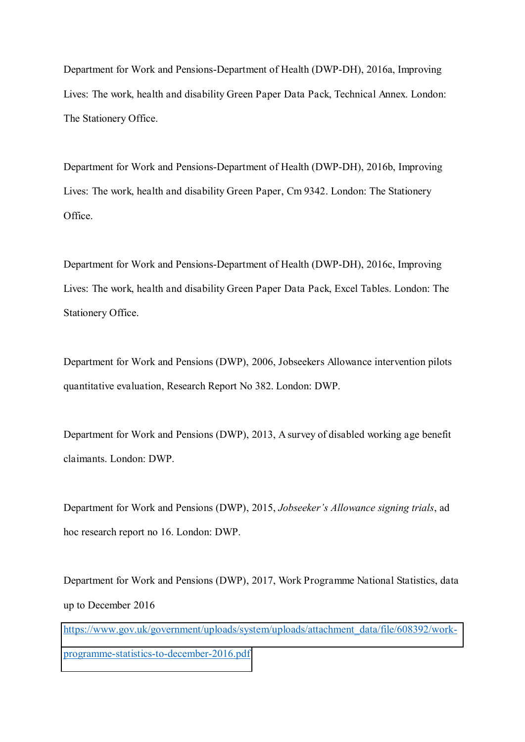Department for Work and Pensions-Department of Health (DWP-DH), 2016a, Improving Lives: The work, health and disability Green Paper Data Pack, Technical Annex. London: The Stationery Office.

Department for Work and Pensions-Department of Health (DWP-DH), 2016b, Improving Lives: The work, health and disability Green Paper, Cm 9342. London: The Stationery Office.

Department for Work and Pensions-Department of Health (DWP-DH), 2016c, Improving Lives: The work, health and disability Green Paper Data Pack, Excel Tables. London: The Stationery Office.

Department for Work and Pensions (DWP), 2006, Jobseekers Allowance intervention pilots quantitative evaluation, Research Report No 382. London: DWP.

Department for Work and Pensions (DWP), 2013, A survey of disabled working age benefit claimants. London: DWP.

Department for Work and Pensions (DWP), 2015, *Jobseeker's Allowance signing trials*, ad hoc research report no 16. London: DWP.

Department for Work and Pensions (DWP), 2017, Work Programme National Statistics, data up to December 2016 https://www.gov.uk/government/uploads/system/uploads/attachment_data/file/608392/work-programme-statistics-to-december-2016.pdf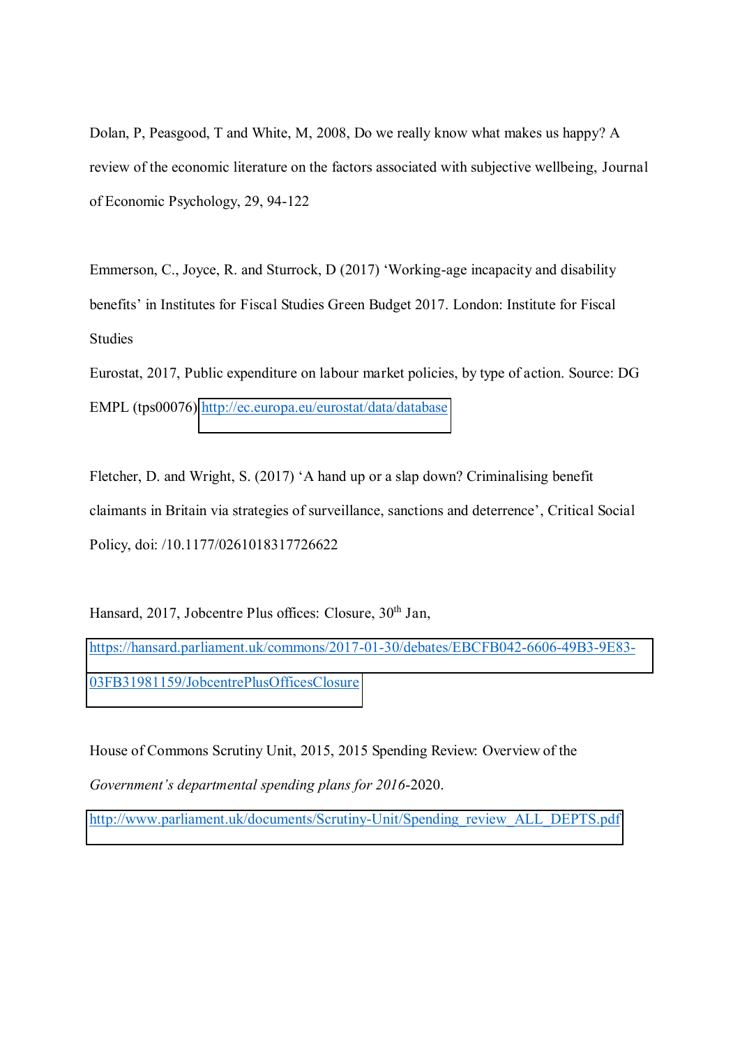Dolan, P, Peasgood, T and White, M, 2008, Do we really know what makes us happy? A review of the economic literature on the factors associated with subjective wellbeing, Journal of Economic Psychology, 29, 94-122

Emmerson, C., Joyce, R. and Sturrock, D (2017) 'Working-age incapacity and disability benefits' in Institutes for Fiscal Studies Green Budget 2017. London: Institute for Fiscal Studies

Eurostat, 2017, Public expenditure on labour market policies, by type of action. Source: DG EMPL (tps00076) http://ec.europa.eu/eurostat/data/database

Fletcher, D. and Wright, S. (2017) 'A hand up or a slap down? Criminalising benefit claimants in Britain via strategies of surveillance, sanctions and deterrence', Critical Social Policy, doi: /10.1177/0261018317726622

Hansard, 2017, Jobcentre Plus offices: Closure, 30th Jan, https://hansard.parliament.uk/commons/2017-01-30/debates/EBCFB042-6606-49B3-9E83-03FB31981159/JobcentrePlusOfficesClosure

House of Commons Scrutiny Unit, 2015, 2015 Spending Review: Overview of the *Government's departmental spending plans for 2016*-2020. http://www.parliament.uk/documents/Scrutiny-Unit/Spending_review_ALL_DEPTS.pdf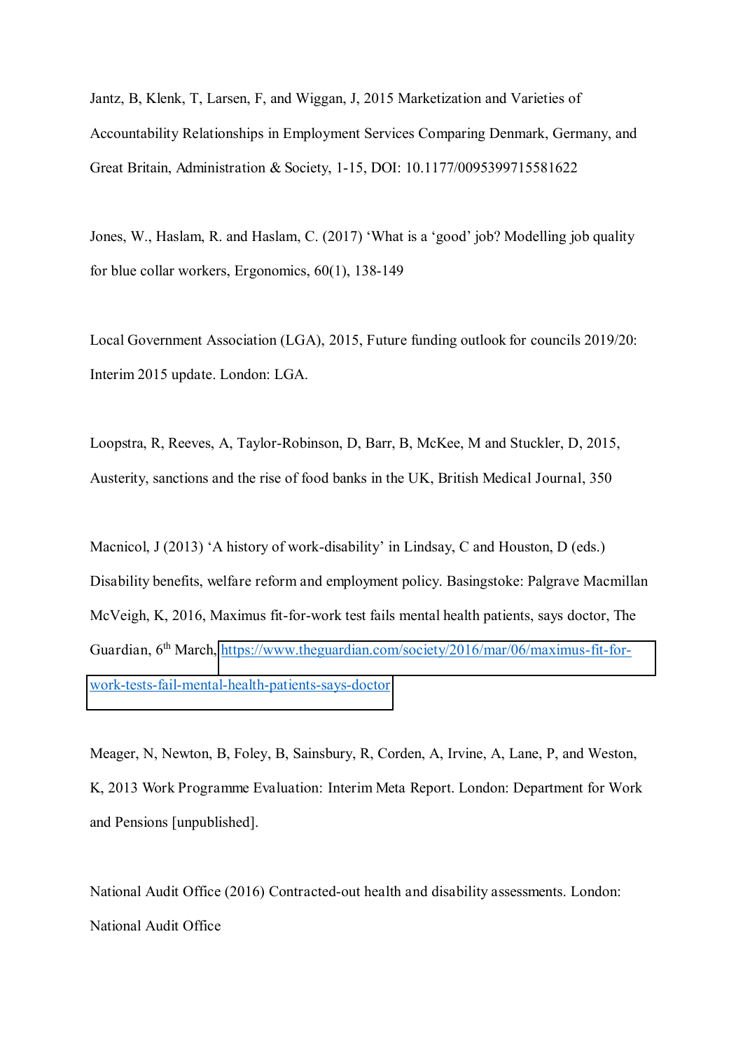Jantz, B, Klenk, T, Larsen, F, and Wiggan, J, 2015 Marketization and Varieties of Accountability Relationships in Employment Services Comparing Denmark, Germany, and Great Britain, Administration & Society, 1-15, DOI: 10.1177/0095399715581622

Jones, W., Haslam, R. and Haslam, C. (2017) 'What is a 'good' job? Modelling job quality for blue collar workers, Ergonomics, 60(1), 138-149

Local Government Association (LGA), 2015, Future funding outlook for councils 2019/20: Interim 2015 update. London: LGA.

Loopstra, R, Reeves, A, Taylor-Robinson, D, Barr, B, McKee, M and Stuckler, D, 2015, Austerity, sanctions and the rise of food banks in the UK, British Medical Journal, 350

Macnicol, J (2013) 'A history of work-disability' in Lindsay, C and Houston, D (eds.) Disability benefits, welfare reform and employment policy. Basingstoke: Palgrave Macmillan

McVeigh, K, 2016, Maximus fit-for-work test fails mental health patients, says doctor, The Guardian, 6th March, https://www.theguardian.com/society/2016/mar/06/maximus-fit-for-work-tests-fail-mental-health-patients-says-doctor

Meager, N, Newton, B, Foley, B, Sainsbury, R, Corden, A, Irvine, A, Lane, P, and Weston, K, 2013 Work Programme Evaluation: Interim Meta Report. London: Department for Work and Pensions [unpublished].

National Audit Office (2016) Contracted-out health and disability assessments. London: National Audit Office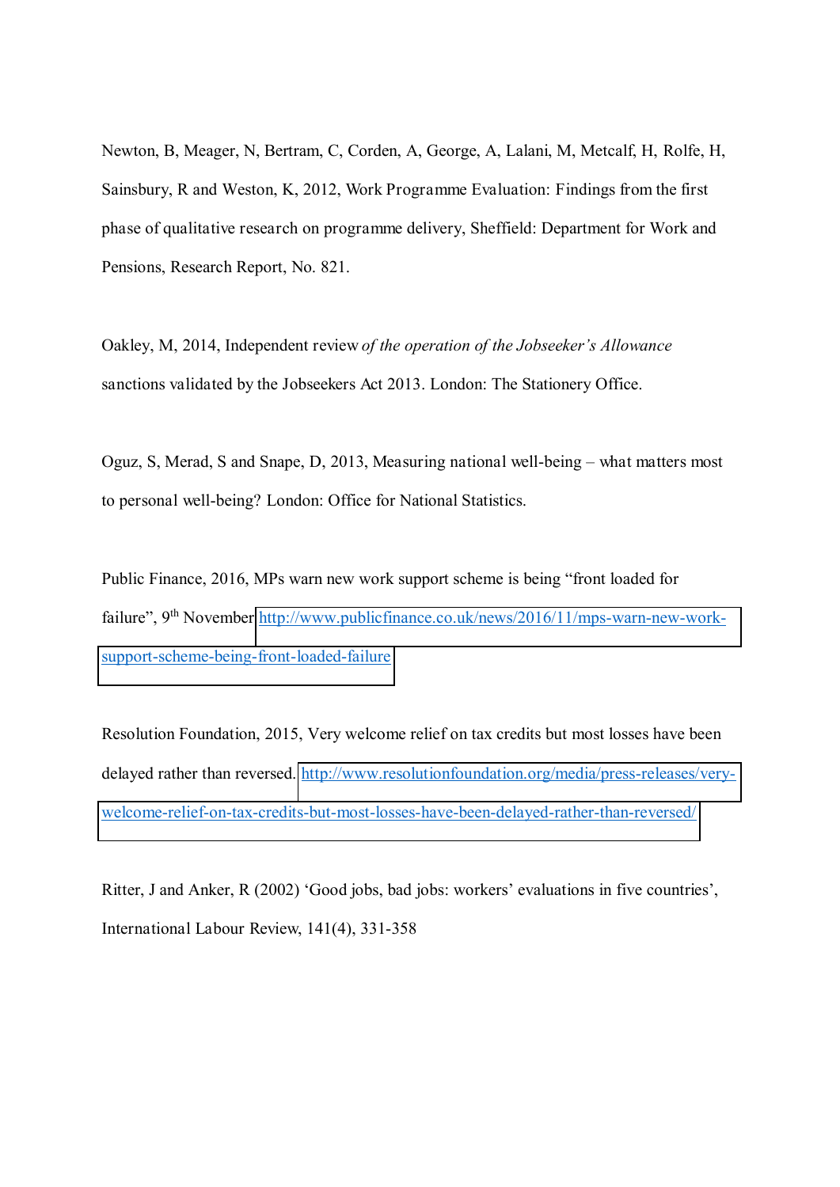Newton, B, Meager, N, Bertram, C, Corden, A, George, A, Lalani, M, Metcalf, H, Rolfe, H, Sainsbury, R and Weston, K, 2012, Work Programme Evaluation: Findings from the first phase of qualitative research on programme delivery, Sheffield: Department for Work and Pensions, Research Report, No. 821.

Oakley, M, 2014, Independent review *of the operation of the Jobseeker's Allowance* sanctions validated by the Jobseekers Act 2013. London: The Stationery Office.

Oguz, S, Merad, S and Snape, D, 2013, Measuring national well-being – what matters most to personal well-being? London: Office for National Statistics.

Public Finance, 2016, MPs warn new work support scheme is being "front loaded for failure", 9th November http://www.publicfinance.co.uk/news/2016/11/mps-warn-new-work-support-scheme-being-front-loaded-failure

Resolution Foundation, 2015, Very welcome relief on tax credits but most losses have been delayed rather than reversed. http://www.resolutionfoundation.org/media/press-releases/very-welcome-relief-on-tax-credits-but-most-losses-have-been-delayed-rather-than-reversed/

Ritter, J and Anker, R (2002) 'Good jobs, bad jobs: workers' evaluations in five countries', International Labour Review, 141(4), 331-358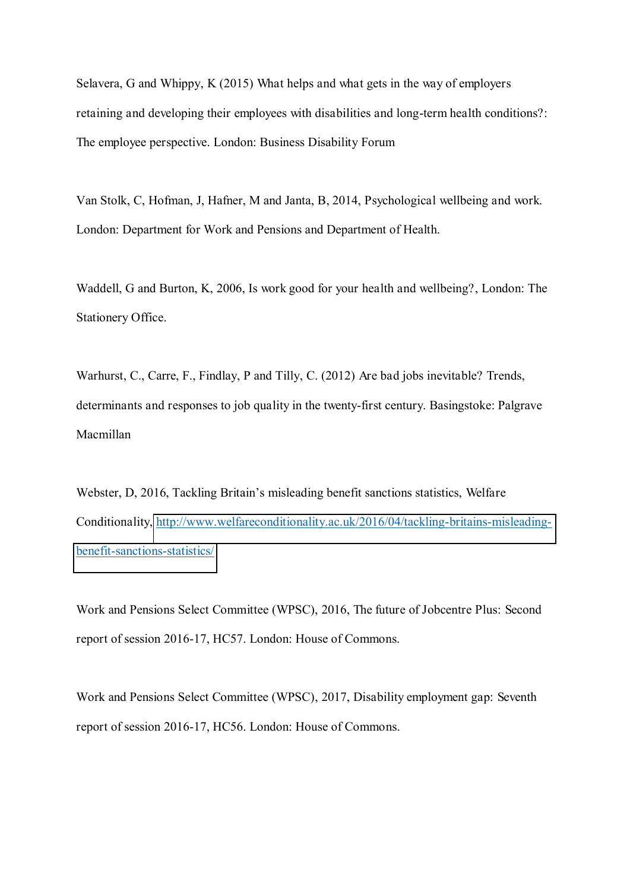Selavera, G and Whippy, K (2015) What helps and what gets in the way of employers retaining and developing their employees with disabilities and long-term health conditions?: The employee perspective. London: Business Disability Forum

Van Stolk, C, Hofman, J, Hafner, M and Janta, B, 2014, Psychological wellbeing and work. London: Department for Work and Pensions and Department of Health.

Waddell, G and Burton, K, 2006, Is work good for your health and wellbeing?, London: The Stationery Office.

Warhurst, C., Carre, F., Findlay, P and Tilly, C. (2012) Are bad jobs inevitable? Trends, determinants and responses to job quality in the twenty-first century. Basingstoke: Palgrave Macmillan

Webster, D, 2016, Tackling Britain's misleading benefit sanctions statistics, Welfare Conditionality, http://www.welfareconditionality.ac.uk/2016/04/tackling-britains-misleading-benefit-sanctions-statistics/

Work and Pensions Select Committee (WPSC), 2016, The future of Jobcentre Plus: Second report of session 2016-17, HC57. London: House of Commons.

Work and Pensions Select Committee (WPSC), 2017, Disability employment gap: Seventh report of session 2016-17, HC56. London: House of Commons.